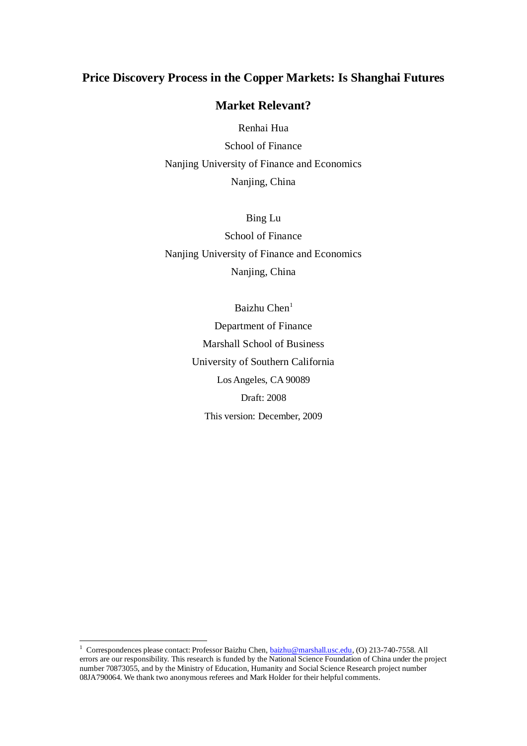# Price Discovery Process in the Copper Markets: Is Shanghai Futures Market Relevant?

Renhai Hua

School of Finance

Nanjing University of Finance and Economics

Nanjing, China

Bing Lu

School of Finance

Nanjing University of Finance and Economics

Nanjing, China

Baizhu Chen[1]

Department of Finance

Marshall School of Business

University of Southern California

Los Angeles, CA 90089

Draft: 2008

This version: December, 2009

---

[1] Correspondences please contact: Professor Baizhu Chen, baizhu@marshall.usc.edu, (O) 213-740-7558. All errors are our responsibility. This research is funded by the National Science Foundation of China under the project number 70873055, and by the Ministry of Education, Humanity and Social Science Research project number 08JA790064. We thank two anonymous referees and Mark Holder for their helpful comments.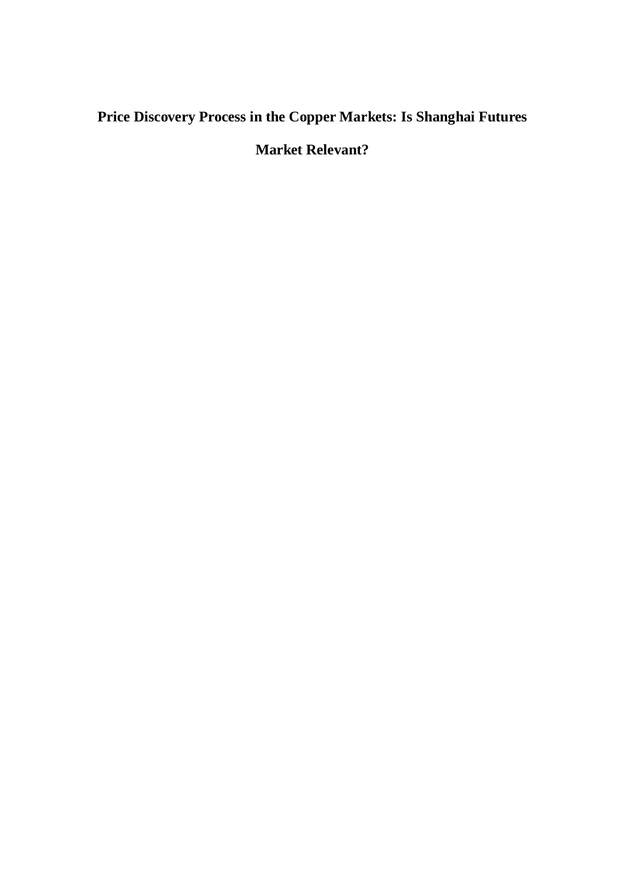# Price Discovery Process in the Copper Markets: Is Shanghai Futures Market Relevant?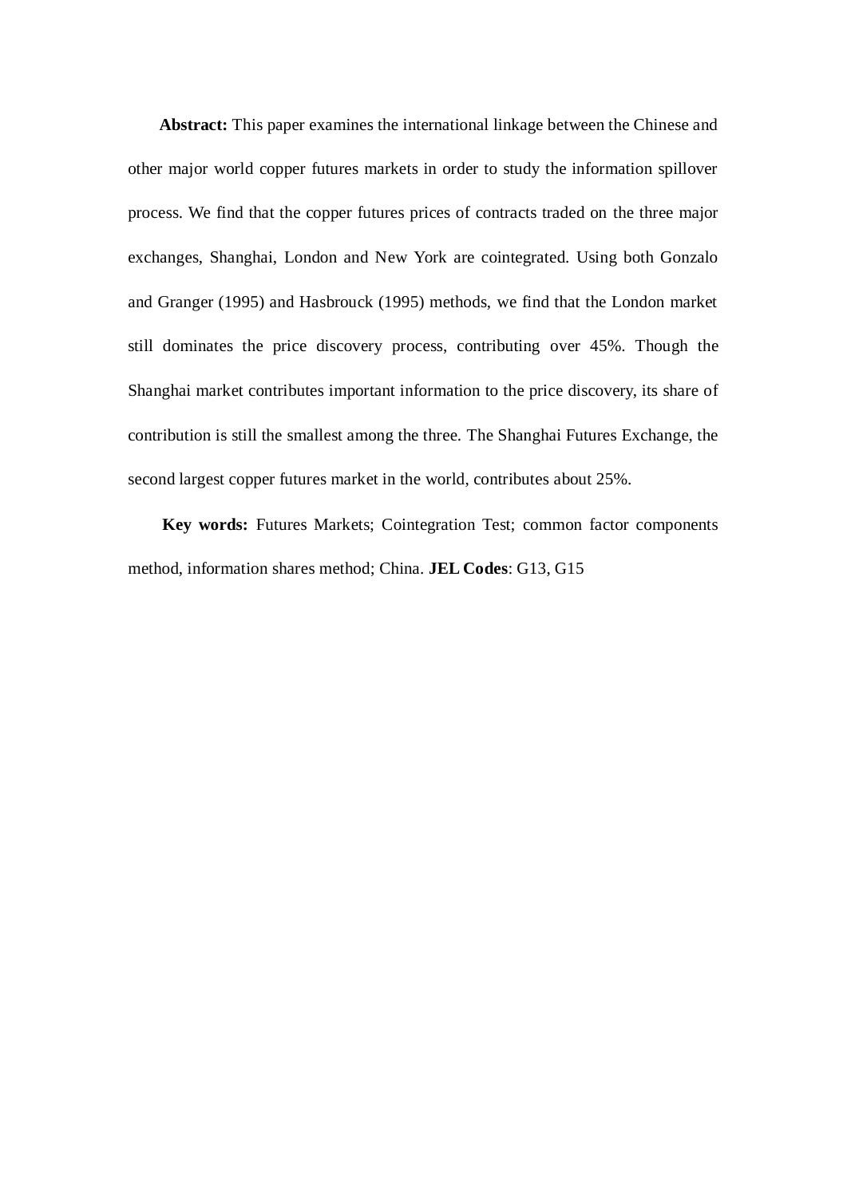**Abstract:** This paper examines the international linkage between the Chinese and other major world copper futures markets in order to study the information spillover process. We find that the copper futures prices of contracts traded on the three major exchanges, Shanghai, London and New York are cointegrated. Using both Gonzalo and Granger (1995) and Hasbrouck (1995) methods, we find that the London market still dominates the price discovery process, contributing over 45%. Though the Shanghai market contributes important information to the price discovery, its share of contribution is still the smallest among the three. The Shanghai Futures Exchange, the second largest copper futures market in the world, contributes about 25%.

**Key words:** Futures Markets; Cointegration Test; common factor components method, information shares method; China. **JEL Codes**: G13, G15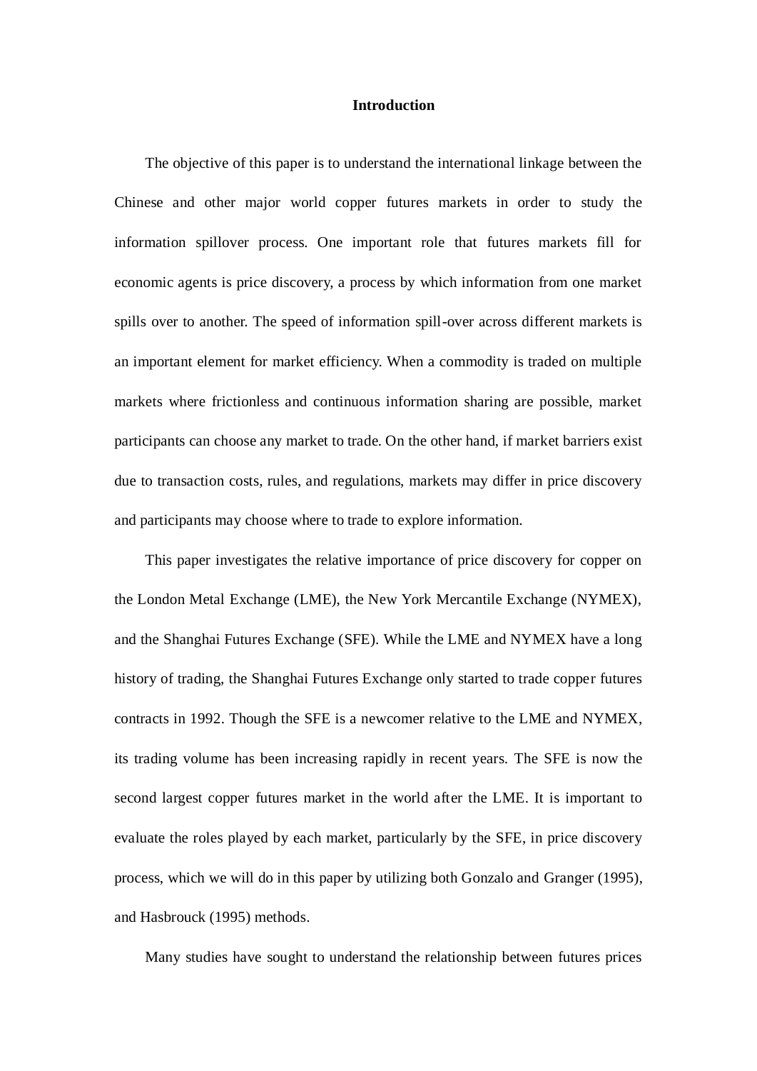# Introduction

The objective of this paper is to understand the international linkage between the Chinese and other major world copper futures markets in order to study the information spillover process. One important role that futures markets fill for economic agents is price discovery, a process by which information from one market spills over to another. The speed of information spill-over across different markets is an important element for market efficiency. When a commodity is traded on multiple markets where frictionless and continuous information sharing are possible, market participants can choose any market to trade. On the other hand, if market barriers exist due to transaction costs, rules, and regulations, markets may differ in price discovery and participants may choose where to trade to explore information.

This paper investigates the relative importance of price discovery for copper on the London Metal Exchange (LME), the New York Mercantile Exchange (NYMEX), and the Shanghai Futures Exchange (SFE). While the LME and NYMEX have a long history of trading, the Shanghai Futures Exchange only started to trade copper futures contracts in 1992. Though the SFE is a newcomer relative to the LME and NYMEX, its trading volume has been increasing rapidly in recent years. The SFE is now the second largest copper futures market in the world after the LME. It is important to evaluate the roles played by each market, particularly by the SFE, in price discovery process, which we will do in this paper by utilizing both Gonzalo and Granger (1995), and Hasbrouck (1995) methods.

Many studies have sought to understand the relationship between futures prices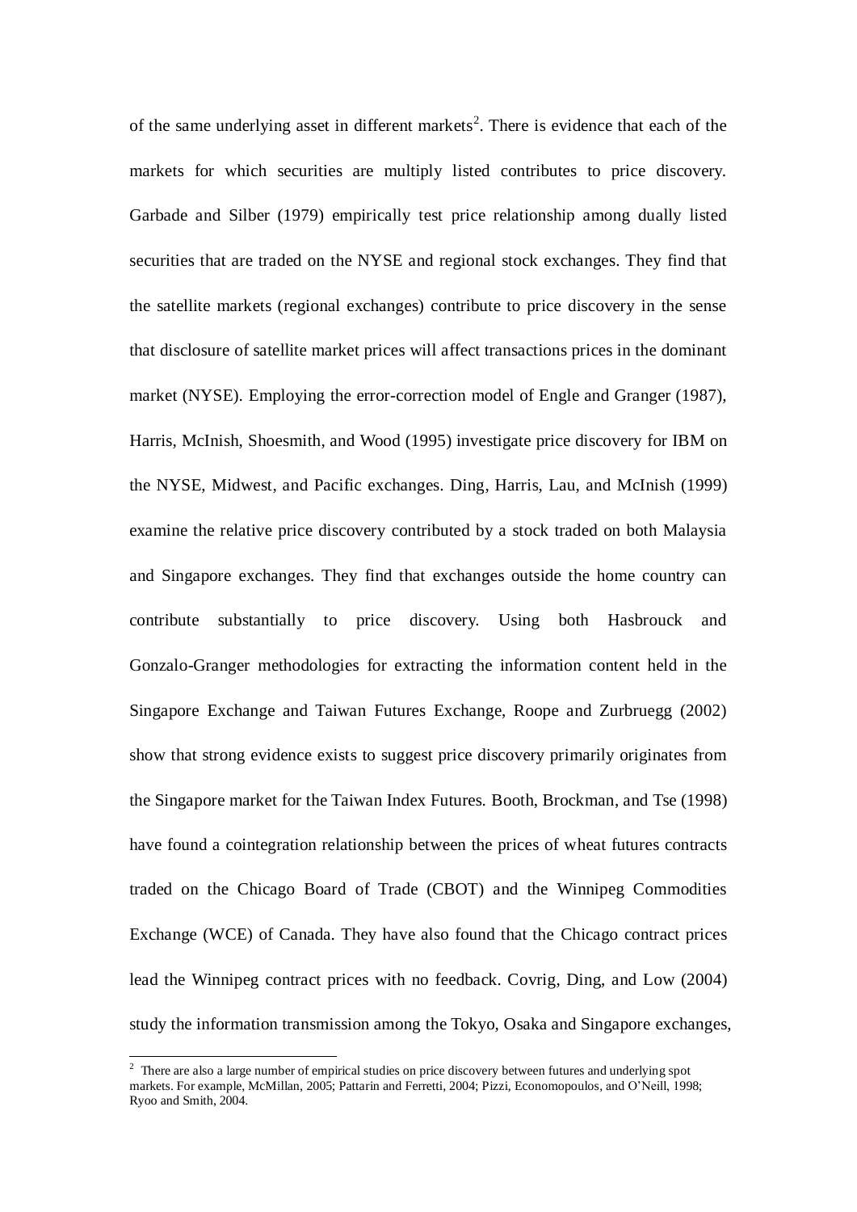of the same underlying asset in different markets[2]. There is evidence that each of the markets for which securities are multiply listed contributes to price discovery. Garbade and Silber (1979) empirically test price relationship among dually listed securities that are traded on the NYSE and regional stock exchanges. They find that the satellite markets (regional exchanges) contribute to price discovery in the sense that disclosure of satellite market prices will affect transactions prices in the dominant market (NYSE). Employing the error-correction model of Engle and Granger (1987), Harris, McInish, Shoesmith, and Wood (1995) investigate price discovery for IBM on the NYSE, Midwest, and Pacific exchanges. Ding, Harris, Lau, and McInish (1999) examine the relative price discovery contributed by a stock traded on both Malaysia and Singapore exchanges. They find that exchanges outside the home country can contribute substantially to price discovery. Using both Hasbrouck and Gonzalo-Granger methodologies for extracting the information content held in the Singapore Exchange and Taiwan Futures Exchange, Roope and Zurbruegg (2002) show that strong evidence exists to suggest price discovery primarily originates from the Singapore market for the Taiwan Index Futures. Booth, Brockman, and Tse (1998) have found a cointegration relationship between the prices of wheat futures contracts traded on the Chicago Board of Trade (CBOT) and the Winnipeg Commodities Exchange (WCE) of Canada. They have also found that the Chicago contract prices lead the Winnipeg contract prices with no feedback. Covrig, Ding, and Low (2004) study the information transmission among the Tokyo, Osaka and Singapore exchanges,

[2] There are also a large number of empirical studies on price discovery between futures and underlying spot markets. For example, McMillan, 2005; Pattarin and Ferretti, 2004; Pizzi, Economopoulos, and O'Neill, 1998; Ryoo and Smith, 2004.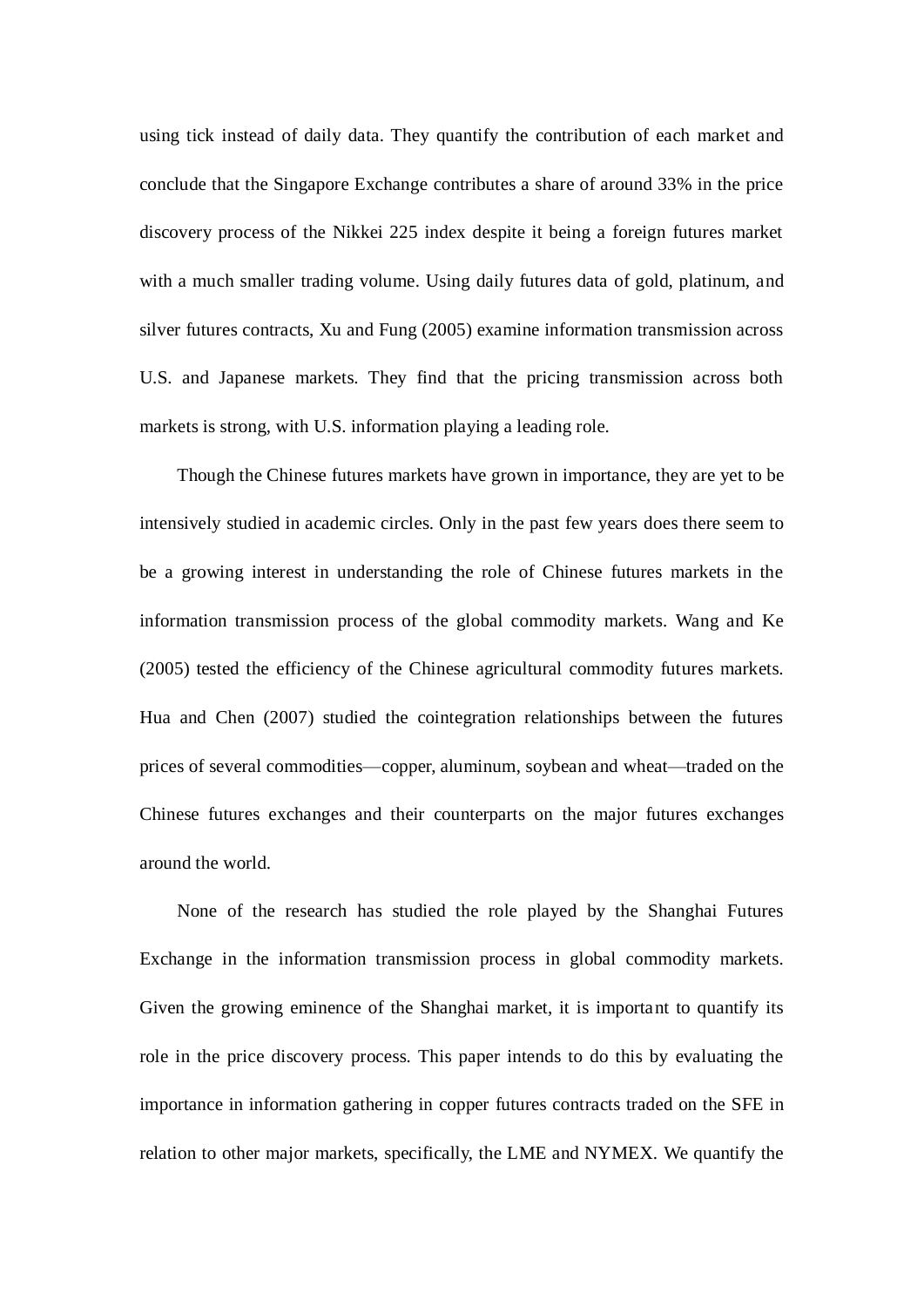using tick instead of daily data. They quantify the contribution of each market and conclude that the Singapore Exchange contributes a share of around 33% in the price discovery process of the Nikkei 225 index despite it being a foreign futures market with a much smaller trading volume. Using daily futures data of gold, platinum, and silver futures contracts, Xu and Fung (2005) examine information transmission across U.S. and Japanese markets. They find that the pricing transmission across both markets is strong, with U.S. information playing a leading role.

Though the Chinese futures markets have grown in importance, they are yet to be intensively studied in academic circles. Only in the past few years does there seem to be a growing interest in understanding the role of Chinese futures markets in the information transmission process of the global commodity markets. Wang and Ke (2005) tested the efficiency of the Chinese agricultural commodity futures markets. Hua and Chen (2007) studied the cointegration relationships between the futures prices of several commodities—copper, aluminum, soybean and wheat—traded on the Chinese futures exchanges and their counterparts on the major futures exchanges around the world.

None of the research has studied the role played by the Shanghai Futures Exchange in the information transmission process in global commodity markets. Given the growing eminence of the Shanghai market, it is important to quantify its role in the price discovery process. This paper intends to do this by evaluating the importance in information gathering in copper futures contracts traded on the SFE in relation to other major markets, specifically, the LME and NYMEX. We quantify the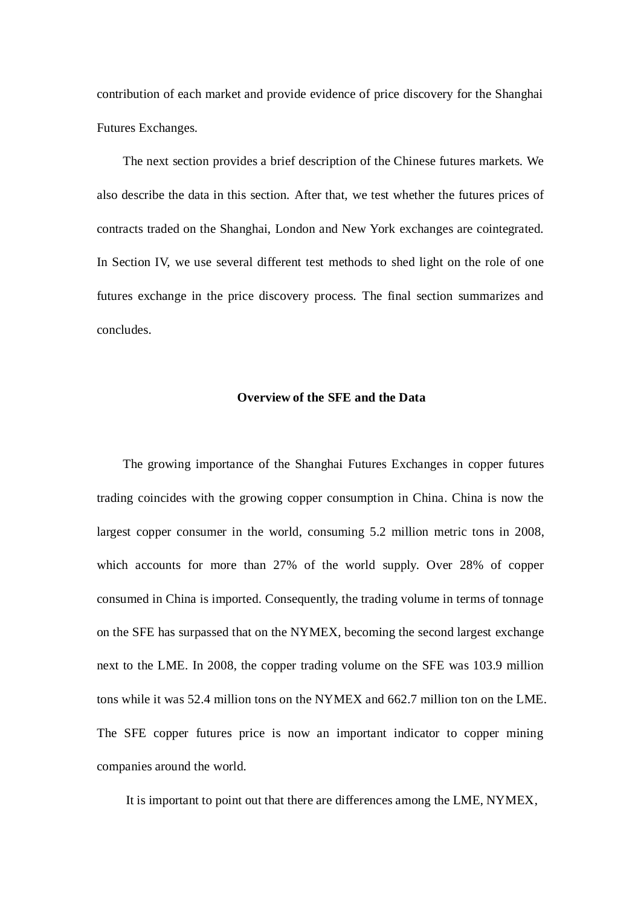contribution of each market and provide evidence of price discovery for the Shanghai Futures Exchanges.

The next section provides a brief description of the Chinese futures markets. We also describe the data in this section. After that, we test whether the futures prices of contracts traded on the Shanghai, London and New York exchanges are cointegrated. In Section IV, we use several different test methods to shed light on the role of one futures exchange in the price discovery process. The final section summarizes and concludes.

## Overview of the SFE and the Data

The growing importance of the Shanghai Futures Exchanges in copper futures trading coincides with the growing copper consumption in China. China is now the largest copper consumer in the world, consuming 5.2 million metric tons in 2008, which accounts for more than 27% of the world supply. Over 28% of copper consumed in China is imported. Consequently, the trading volume in terms of tonnage on the SFE has surpassed that on the NYMEX, becoming the second largest exchange next to the LME. In 2008, the copper trading volume on the SFE was 103.9 million tons while it was 52.4 million tons on the NYMEX and 662.7 million ton on the LME. The SFE copper futures price is now an important indicator to copper mining companies around the world.

It is important to point out that there are differences among the LME, NYMEX,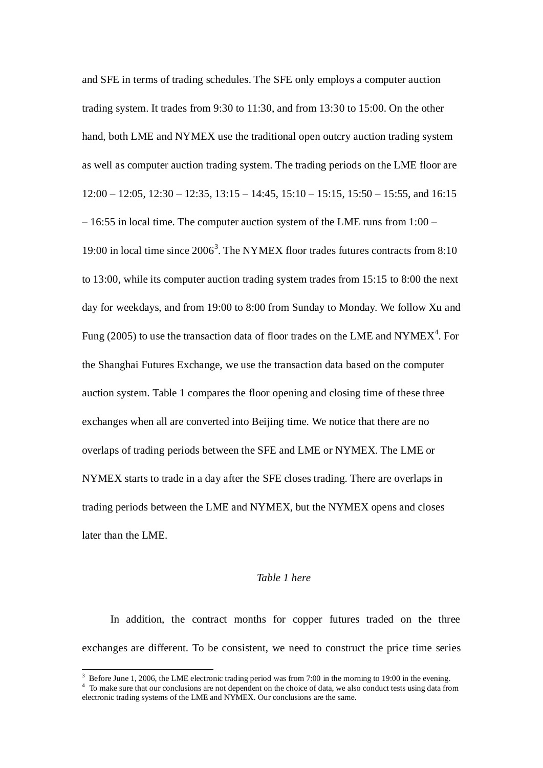and SFE in terms of trading schedules. The SFE only employs a computer auction trading system. It trades from 9:30 to 11:30, and from 13:30 to 15:00. On the other hand, both LME and NYMEX use the traditional open outcry auction trading system as well as computer auction trading system. The trading periods on the LME floor are 12:00 – 12:05, 12:30 – 12:35, 13:15 – 14:45, 15:10 – 15:15, 15:50 – 15:55, and 16:15 – 16:55 in local time. The computer auction system of the LME runs from 1:00 – 19:00 in local time since 2006[3]. The NYMEX floor trades futures contracts from 8:10 to 13:00, while its computer auction trading system trades from 15:15 to 8:00 the next day for weekdays, and from 19:00 to 8:00 from Sunday to Monday. We follow Xu and Fung (2005) to use the transaction data of floor trades on the LME and NYMEX[4]. For the Shanghai Futures Exchange, we use the transaction data based on the computer auction system. Table 1 compares the floor opening and closing time of these three exchanges when all are converted into Beijing time. We notice that there are no overlaps of trading periods between the SFE and LME or NYMEX. The LME or NYMEX starts to trade in a day after the SFE closes trading. There are overlaps in trading periods between the LME and NYMEX, but the NYMEX opens and closes later than the LME.

*Table 1 here*

In addition, the contract months for copper futures traded on the three exchanges are different. To be consistent, we need to construct the price time series

[3] Before June 1, 2006, the LME electronic trading period was from 7:00 in the morning to 19:00 in the evening.

[4] To make sure that our conclusions are not dependent on the choice of data, we also conduct tests using data from electronic trading systems of the LME and NYMEX. Our conclusions are the same.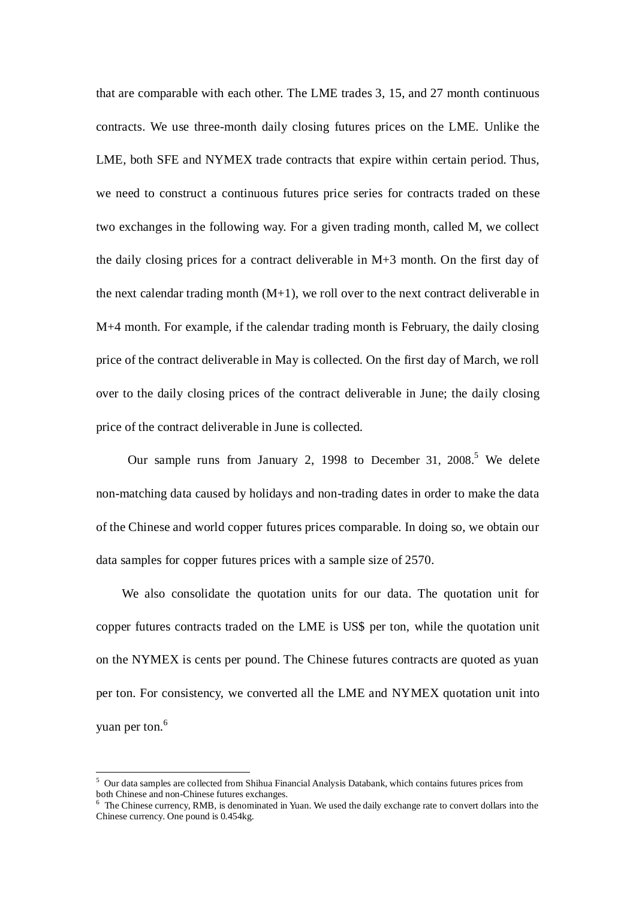that are comparable with each other. The LME trades 3, 15, and 27 month continuous contracts. We use three-month daily closing futures prices on the LME. Unlike the LME, both SFE and NYMEX trade contracts that expire within certain period. Thus, we need to construct a continuous futures price series for contracts traded on these two exchanges in the following way. For a given trading month, called M, we collect the daily closing prices for a contract deliverable in M+3 month. On the first day of the next calendar trading month (M+1), we roll over to the next contract deliverable in M+4 month. For example, if the calendar trading month is February, the daily closing price of the contract deliverable in May is collected. On the first day of March, we roll over to the daily closing prices of the contract deliverable in June; the daily closing price of the contract deliverable in June is collected.

Our sample runs from January 2, 1998 to December 31, 2008.[5] We delete non-matching data caused by holidays and non-trading dates in order to make the data of the Chinese and world copper futures prices comparable. In doing so, we obtain our data samples for copper futures prices with a sample size of 2570.

We also consolidate the quotation units for our data. The quotation unit for copper futures contracts traded on the LME is US$ per ton, while the quotation unit on the NYMEX is cents per pound. The Chinese futures contracts are quoted as yuan per ton. For consistency, we converted all the LME and NYMEX quotation unit into yuan per ton.[6]

---

[5] Our data samples are collected from Shihua Financial Analysis Databank, which contains futures prices from both Chinese and non-Chinese futures exchanges.

[6] The Chinese currency, RMB, is denominated in Yuan. We used the daily exchange rate to convert dollars into the Chinese currency. One pound is 0.454kg.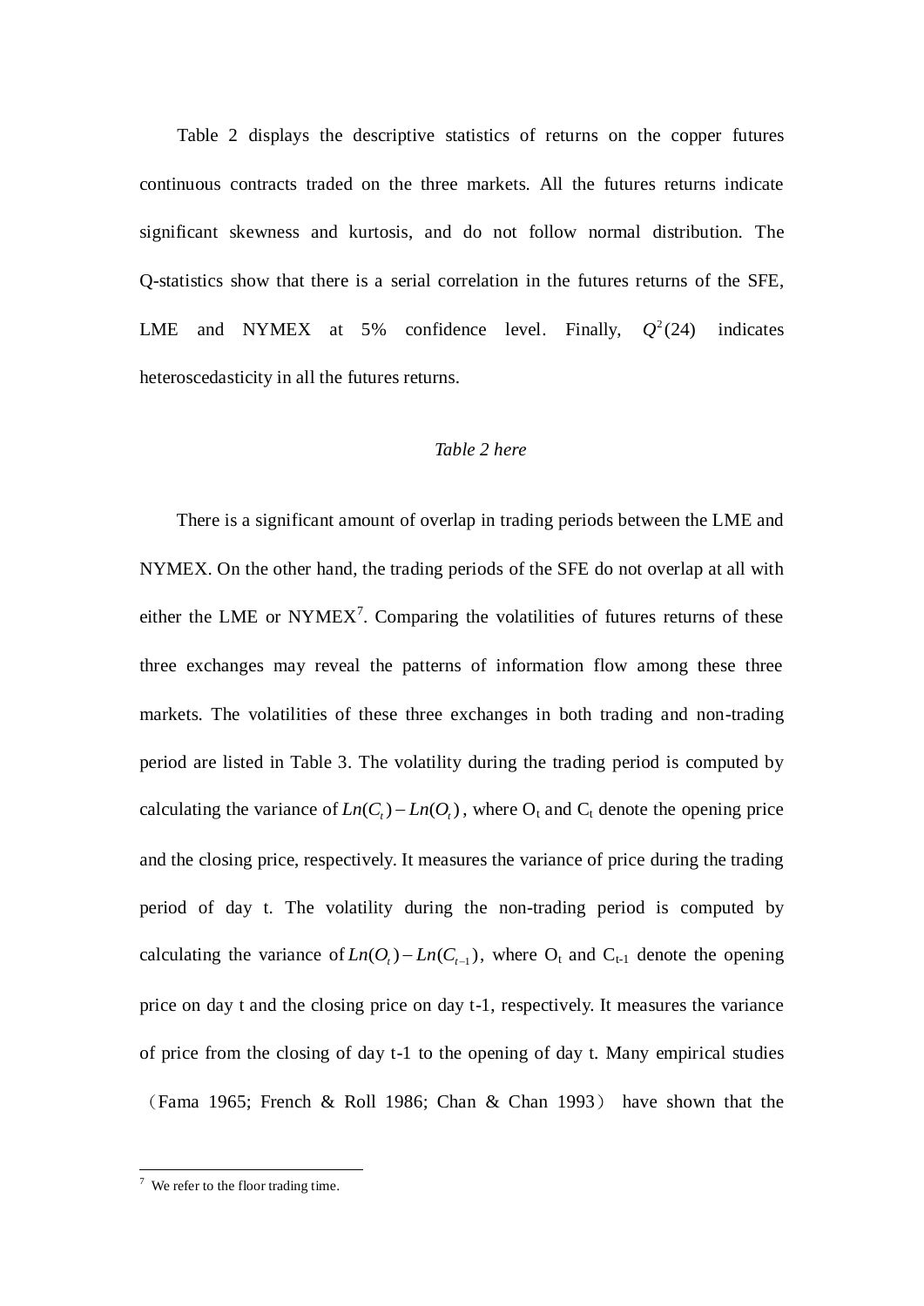Table 2 displays the descriptive statistics of returns on the copper futures continuous contracts traded on the three markets. All the futures returns indicate significant skewness and kurtosis, and do not follow normal distribution. The Q-statistics show that there is a serial correlation in the futures returns of the SFE, LME and NYMEX at 5% confidence level. Finally, $Q^2(24)$ indicates heteroscedasticity in all the futures returns.

*Table 2 here*

There is a significant amount of overlap in trading periods between the LME and NYMEX. On the other hand, the trading periods of the SFE do not overlap at all with either the LME or NYMEX[7]. Comparing the volatilities of futures returns of these three exchanges may reveal the patterns of information flow among these three markets. The volatilities of these three exchanges in both trading and non-trading period are listed in Table 3. The volatility during the trading period is computed by calculating the variance of $Ln(C_t) - Ln(O_t)$, where $O_t$ and $C_t$ denote the opening price and the closing price, respectively. It measures the variance of price during the trading period of day t. The volatility during the non-trading period is computed by calculating the variance of $Ln(O_t) - Ln(C_{t-1})$, where $O_t$ and $C_{t-1}$ denote the opening price on day t and the closing price on day t-1, respectively. It measures the variance of price from the closing of day t-1 to the opening of day t. Many empirical studies （Fama 1965; French & Roll 1986; Chan & Chan 1993） have shown that the

[7] We refer to the floor trading time.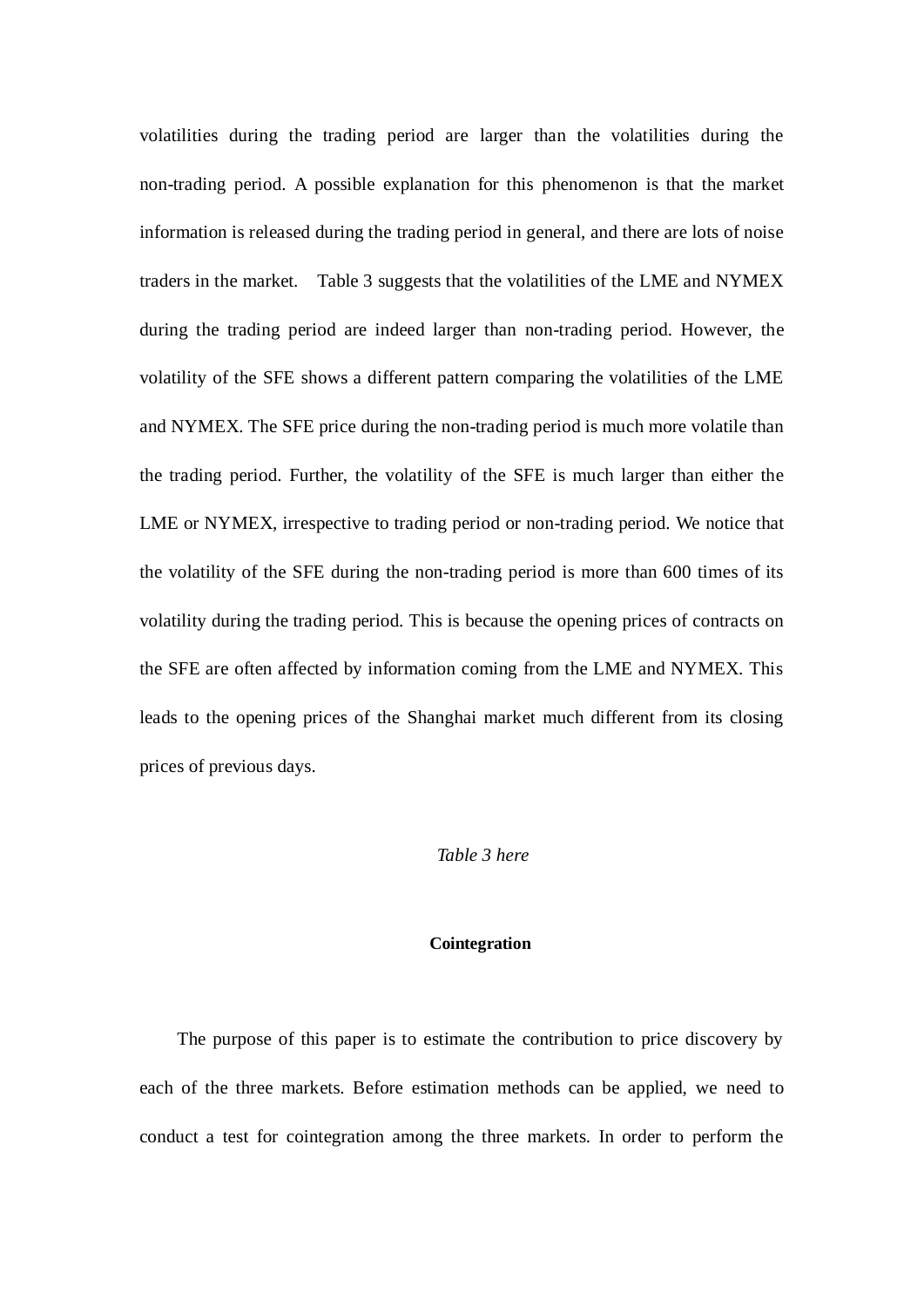volatilities during the trading period are larger than the volatilities during the non-trading period. A possible explanation for this phenomenon is that the market information is released during the trading period in general, and there are lots of noise traders in the market. Table 3 suggests that the volatilities of the LME and NYMEX during the trading period are indeed larger than non-trading period. However, the volatility of the SFE shows a different pattern comparing the volatilities of the LME and NYMEX. The SFE price during the non-trading period is much more volatile than the trading period. Further, the volatility of the SFE is much larger than either the LME or NYMEX, irrespective to trading period or non-trading period. We notice that the volatility of the SFE during the non-trading period is more than 600 times of its volatility during the trading period. This is because the opening prices of contracts on the SFE are often affected by information coming from the LME and NYMEX. This leads to the opening prices of the Shanghai market much different from its closing prices of previous days.

*Table 3 here*

**Cointegration**

The purpose of this paper is to estimate the contribution to price discovery by each of the three markets. Before estimation methods can be applied, we need to conduct a test for cointegration among the three markets. In order to perform the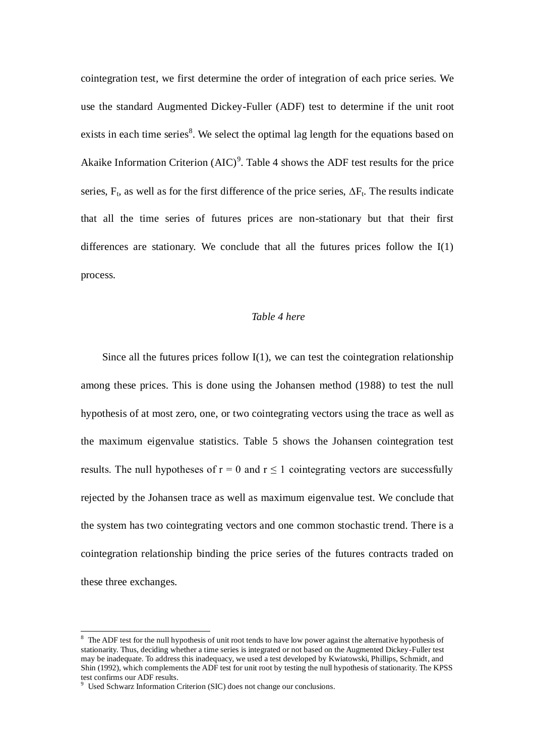cointegration test, we first determine the order of integration of each price series. We use the standard Augmented Dickey-Fuller (ADF) test to determine if the unit root exists in each time series[8]. We select the optimal lag length for the equations based on Akaike Information Criterion (AIC)[9]. Table 4 shows the ADF test results for the price series, $F_t$, as well as for the first difference of the price series, $\Delta F_t$. The results indicate that all the time series of futures prices are non-stationary but that their first differences are stationary. We conclude that all the futures prices follow the I(1) process.

*Table 4 here*

Since all the futures prices follow I(1), we can test the cointegration relationship among these prices. This is done using the Johansen method (1988) to test the null hypothesis of at most zero, one, or two cointegrating vectors using the trace as well as the maximum eigenvalue statistics. Table 5 shows the Johansen cointegration test results. The null hypotheses of $r = 0$ and $r \leq 1$ cointegrating vectors are successfully rejected by the Johansen trace as well as maximum eigenvalue test. We conclude that the system has two cointegrating vectors and one common stochastic trend. There is a cointegration relationship binding the price series of the futures contracts traded on these three exchanges.

---

[8] The ADF test for the null hypothesis of unit root tends to have low power against the alternative hypothesis of stationarity. Thus, deciding whether a time series is integrated or not based on the Augmented Dickey-Fuller test may be inadequate. To address this inadequacy, we used a test developed by Kwiatowski, Phillips, Schmidt, and Shin (1992), which complements the ADF test for unit root by testing the null hypothesis of stationarity. The KPSS test confirms our ADF results.

[9] Used Schwarz Information Criterion (SIC) does not change our conclusions.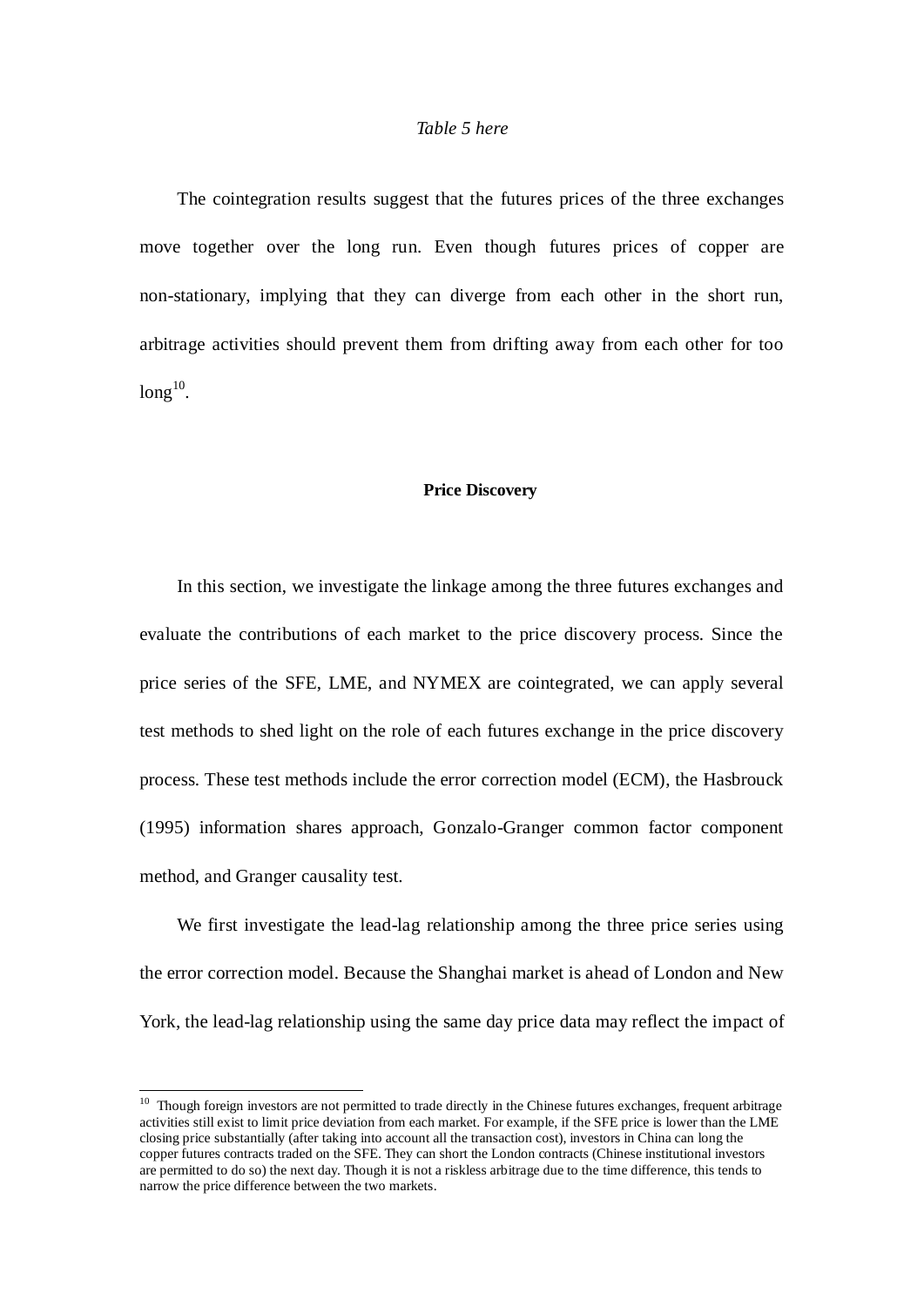*Table 5 here*

The cointegration results suggest that the futures prices of the three exchanges move together over the long run. Even though futures prices of copper are non-stationary, implying that they can diverge from each other in the short run, arbitrage activities should prevent them from drifting away from each other for too long[10].

**Price Discovery**

In this section, we investigate the linkage among the three futures exchanges and evaluate the contributions of each market to the price discovery process. Since the price series of the SFE, LME, and NYMEX are cointegrated, we can apply several test methods to shed light on the role of each futures exchange in the price discovery process. These test methods include the error correction model (ECM), the Hasbrouck (1995) information shares approach, Gonzalo-Granger common factor component method, and Granger causality test.

We first investigate the lead-lag relationship among the three price series using the error correction model. Because the Shanghai market is ahead of London and New York, the lead-lag relationship using the same day price data may reflect the impact of

---

[10] Though foreign investors are not permitted to trade directly in the Chinese futures exchanges, frequent arbitrage activities still exist to limit price deviation from each market. For example, if the SFE price is lower than the LME closing price substantially (after taking into account all the transaction cost), investors in China can long the copper futures contracts traded on the SFE. They can short the London contracts (Chinese institutional investors are permitted to do so) the next day. Though it is not a riskless arbitrage due to the time difference, this tends to narrow the price difference between the two markets.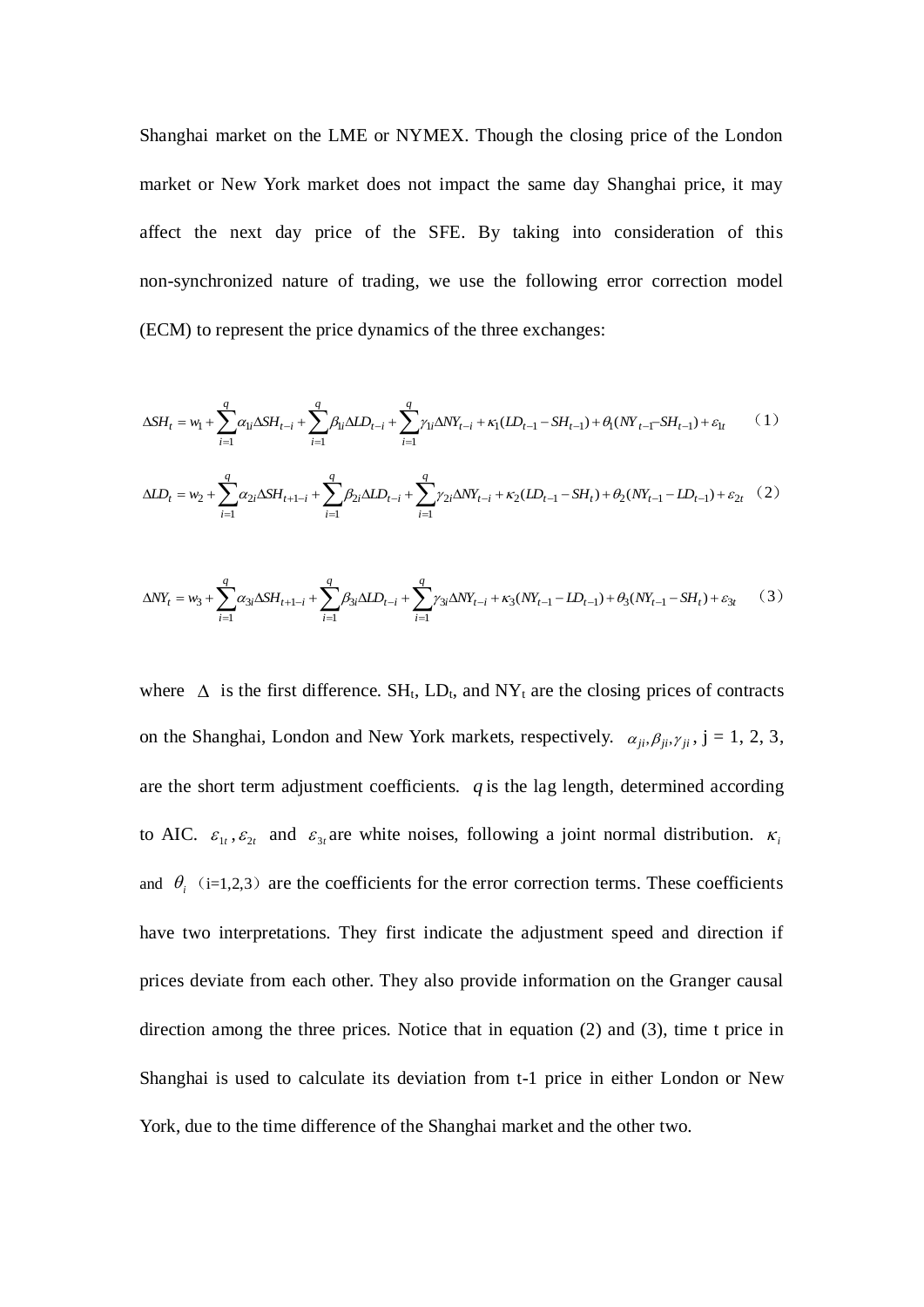Shanghai market on the LME or NYMEX. Though the closing price of the London market or New York market does not impact the same day Shanghai price, it may affect the next day price of the SFE. By taking into consideration of this non-synchronized nature of trading, we use the following error correction model (ECM) to represent the price dynamics of the three exchanges:

$$\Delta SH_t = w_1 + \sum_{i=1}^{q} \alpha_{1i} \Delta SH_{t-i} + \sum_{i=1}^{q} \beta_{1i} \Delta LD_{t-i} + \sum_{i=1}^{q} \gamma_{1i} \Delta NY_{t-i} + \kappa_1 (LD_{t-1} - SH_{t-1}) + \theta_1 (NY_{t-1} - SH_{t-1}) + \varepsilon_{1t} \quad (1)$$

$$\Delta LD_t = w_2 + \sum_{i=1}^{q} \alpha_{2i} \Delta SH_{t+1-i} + \sum_{i=1}^{q} \beta_{2i} \Delta LD_{t-i} + \sum_{i=1}^{q} \gamma_{2i} \Delta NY_{t-i} + \kappa_2 (LD_{t-1} - SH_t) + \theta_2 (NY_{t-1} - LD_{t-1}) + \varepsilon_{2t} \quad (2)$$

$$\Delta NY_t = w_3 + \sum_{i=1}^{q} \alpha_{3i} \Delta SH_{t+1-i} + \sum_{i=1}^{q} \beta_{3i} \Delta LD_{t-i} + \sum_{i=1}^{q} \gamma_{3i} \Delta NY_{t-i} + \kappa_3 (NY_{t-1} - LD_{t-1}) + \theta_3 (NY_{t-1} - SH_t) + \varepsilon_{3t} \quad (3)$$

where $\Delta$ is the first difference. $SH_t$, $LD_t$, and $NY_t$ are the closing prices of contracts on the Shanghai, London and New York markets, respectively. $\alpha_{ji}, \beta_{ji}, \gamma_{ji}$, j = 1, 2, 3, are the short term adjustment coefficients. $q$ is the lag length, determined according to AIC. $\varepsilon_{1t}, \varepsilon_{2t}$ and $\varepsilon_{3t}$ are white noises, following a joint normal distribution. $\kappa_i$ and $\theta_i$ (i=1,2,3) are the coefficients for the error correction terms. These coefficients have two interpretations. They first indicate the adjustment speed and direction if prices deviate from each other. They also provide information on the Granger causal direction among the three prices. Notice that in equation (2) and (3), time t price in Shanghai is used to calculate its deviation from t-1 price in either London or New York, due to the time difference of the Shanghai market and the other two.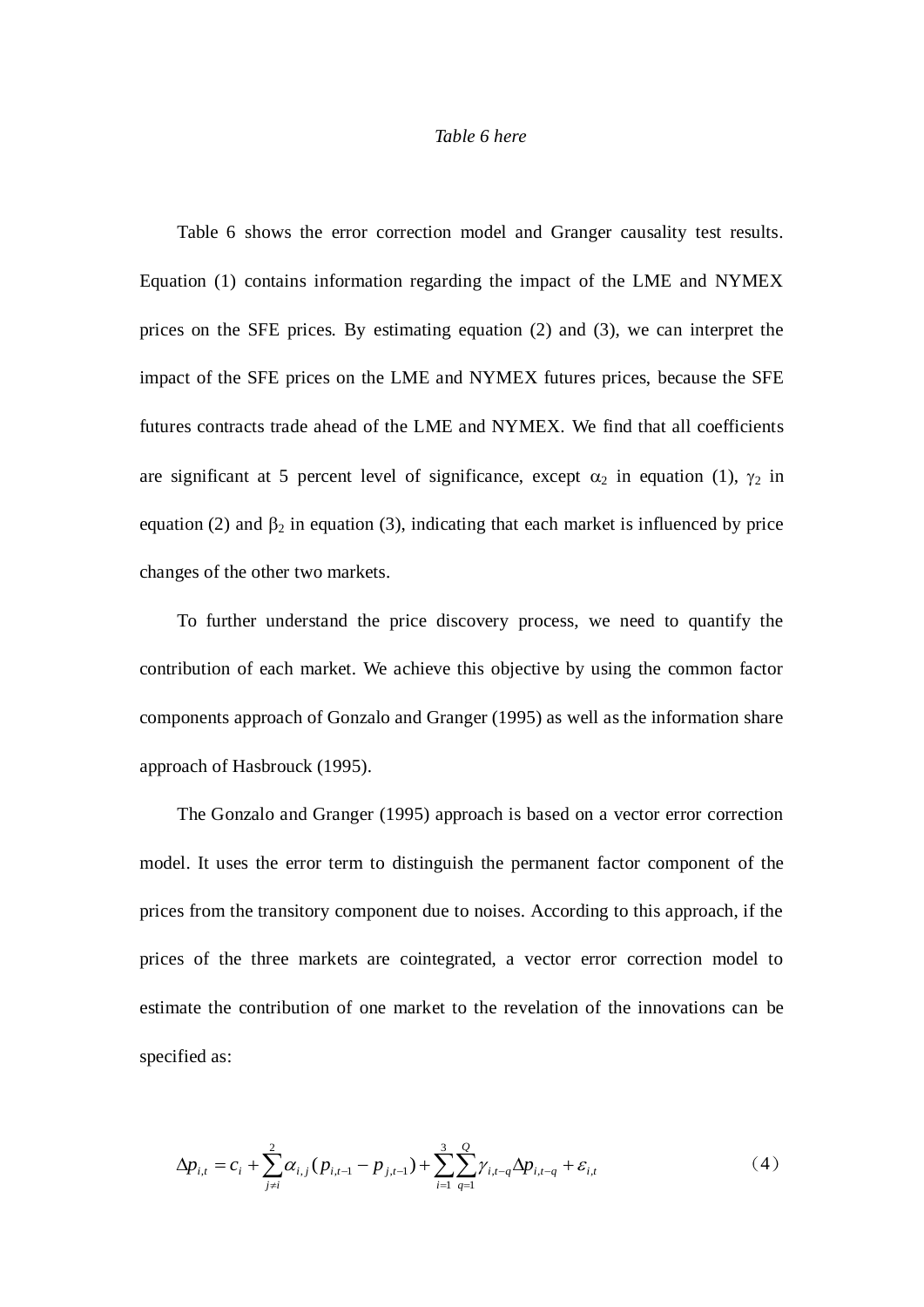*Table 6 here*

Table 6 shows the error correction model and Granger causality test results. Equation (1) contains information regarding the impact of the LME and NYMEX prices on the SFE prices. By estimating equation (2) and (3), we can interpret the impact of the SFE prices on the LME and NYMEX futures prices, because the SFE futures contracts trade ahead of the LME and NYMEX. We find that all coefficients are significant at 5 percent level of significance, except $\alpha_2$ in equation (1), $\gamma_2$ in equation (2) and $\beta_2$ in equation (3), indicating that each market is influenced by price changes of the other two markets.

To further understand the price discovery process, we need to quantify the contribution of each market. We achieve this objective by using the common factor components approach of Gonzalo and Granger (1995) as well as the information share approach of Hasbrouck (1995).

The Gonzalo and Granger (1995) approach is based on a vector error correction model. It uses the error term to distinguish the permanent factor component of the prices from the transitory component due to noises. According to this approach, if the prices of the three markets are cointegrated, a vector error correction model to estimate the contribution of one market to the revelation of the innovations can be specified as:

$$\Delta p_{i,t} = c_i + \sum_{j \neq i}^{2} \alpha_{i,j} (p_{i,t-1} - p_{j,t-1}) + \sum_{i=1}^{3} \sum_{q=1}^{Q} \gamma_{i,t-q} \Delta p_{i,t-q} + \varepsilon_{i,t} \tag{4}$$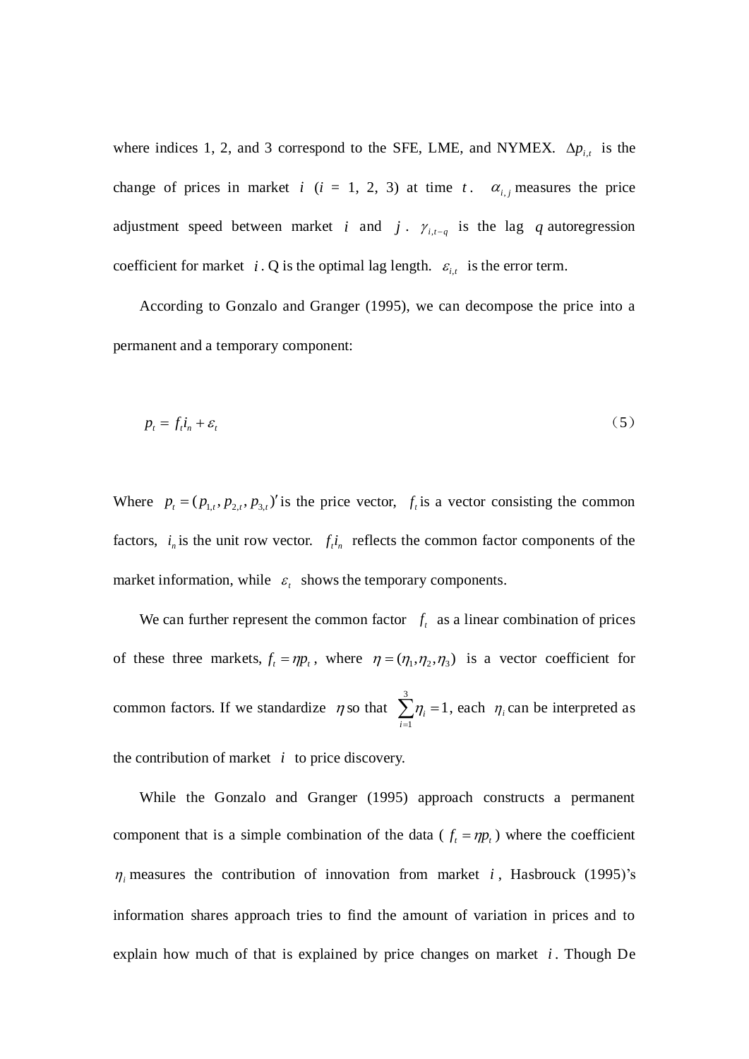where indices 1, 2, and 3 correspond to the SFE, LME, and NYMEX. $\Delta p_{i,t}$ is the change of prices in market $i$ ($i$ = 1, 2, 3) at time $t$. $\alpha_{i,j}$ measures the price adjustment speed between market $i$ and $j$. $\gamma_{i,t-q}$ is the lag $q$ autoregression coefficient for market $i$. Q is the optimal lag length. $\varepsilon_{i,t}$ is the error term.

According to Gonzalo and Granger (1995), we can decompose the price into a permanent and a temporary component:

$$p_t = f_t i_n + \varepsilon_t \tag{5}$$

Where $p_t = (p_{1,t}, p_{2,t}, p_{3,t})'$ is the price vector, $f_t$ is a vector consisting the common factors, $i_n$ is the unit row vector. $f_t i_n$ reflects the common factor components of the market information, while $\varepsilon_t$ shows the temporary components.

We can further represent the common factor $f_t$ as a linear combination of prices of these three markets, $f_t = \eta p_t$, where $\eta = (\eta_1, \eta_2, \eta_3)$ is a vector coefficient for common factors. If we standardize $\eta$ so that $\sum_{i=1}^{3} \eta_i = 1$, each $\eta_i$ can be interpreted as the contribution of market $i$ to price discovery.

While the Gonzalo and Granger (1995) approach constructs a permanent component that is a simple combination of the data ($f_t = \eta p_t$) where the coefficient $\eta_i$ measures the contribution of innovation from market $i$, Hasbrouck (1995)'s information shares approach tries to find the amount of variation in prices and to explain how much of that is explained by price changes on market $i$. Though De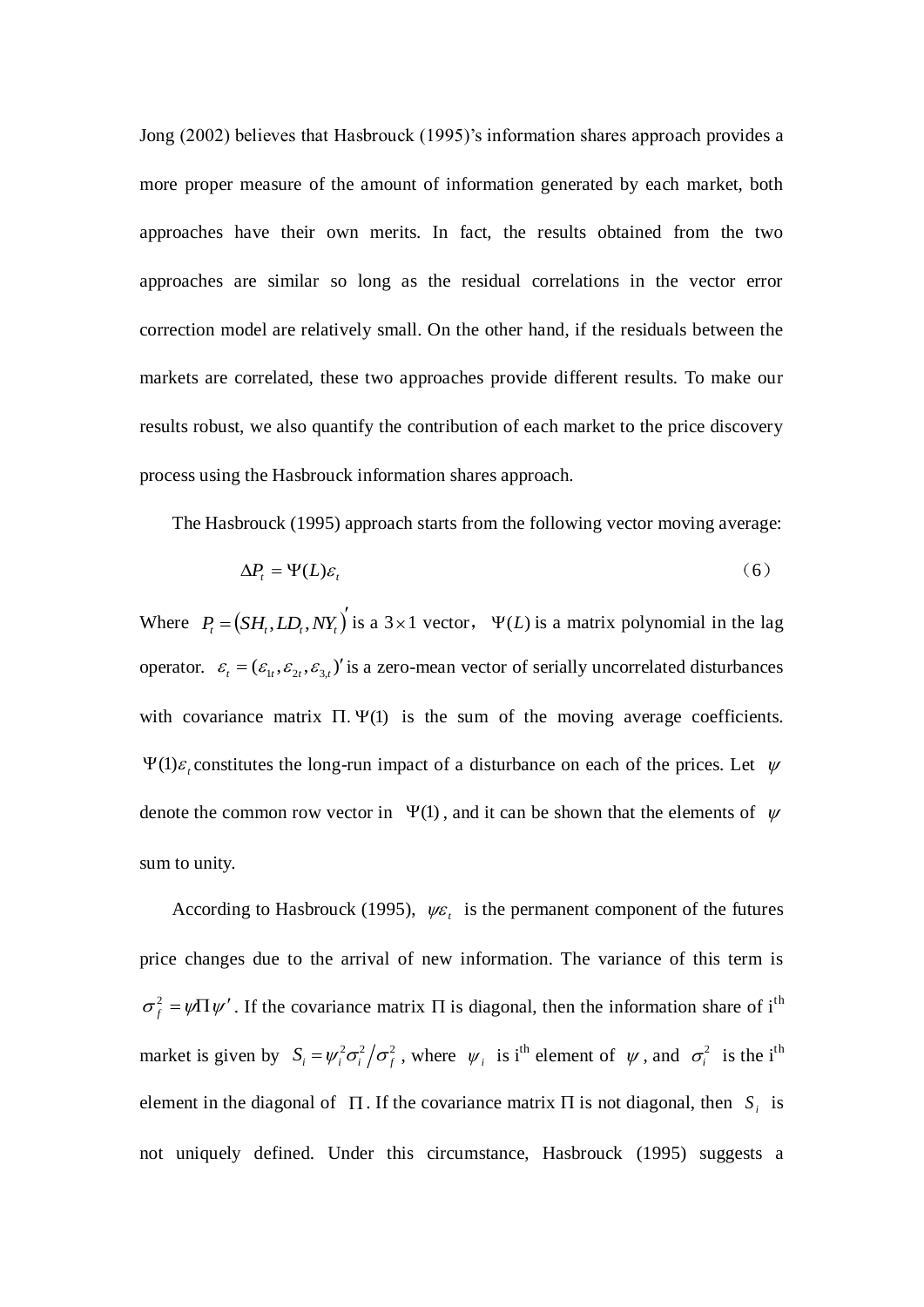Jong (2002) believes that Hasbrouck (1995)'s information shares approach provides a more proper measure of the amount of information generated by each market, both approaches have their own merits. In fact, the results obtained from the two approaches are similar so long as the residual correlations in the vector error correction model are relatively small. On the other hand, if the residuals between the markets are correlated, these two approaches provide different results. To make our results robust, we also quantify the contribution of each market to the price discovery process using the Hasbrouck information shares approach.

The Hasbrouck (1995) approach starts from the following vector moving average:

$$\Delta P_t = \Psi(L)\varepsilon_t \tag{6}$$

Where $P_t = (SH_t, LD_t, NY_t)'$ is a $3 \times 1$ vector, $\Psi(L)$ is a matrix polynomial in the lag operator. $\varepsilon_t = (\varepsilon_{1t}, \varepsilon_{2t}, \varepsilon_{3,t})'$ is a zero-mean vector of serially uncorrelated disturbances with covariance matrix $\Pi$. $\Psi(1)$ is the sum of the moving average coefficients. $\Psi(1)\varepsilon_t$ constitutes the long-run impact of a disturbance on each of the prices. Let $\psi$ denote the common row vector in $\Psi(1)$, and it can be shown that the elements of $\psi$ sum to unity.

According to Hasbrouck (1995), $\psi\varepsilon_t$ is the permanent component of the futures price changes due to the arrival of new information. The variance of this term is $\sigma_f^2 = \psi\Pi\psi'$. If the covariance matrix $\Pi$ is diagonal, then the information share of i[th] market is given by $S_i = \psi_i^2\sigma_i^2 / \sigma_f^2$, where $\psi_i$ is i[th] element of $\psi$, and $\sigma_i^2$ is the i[th] element in the diagonal of $\Pi$. If the covariance matrix $\Pi$ is not diagonal, then $S_i$ is not uniquely defined. Under this circumstance, Hasbrouck (1995) suggests a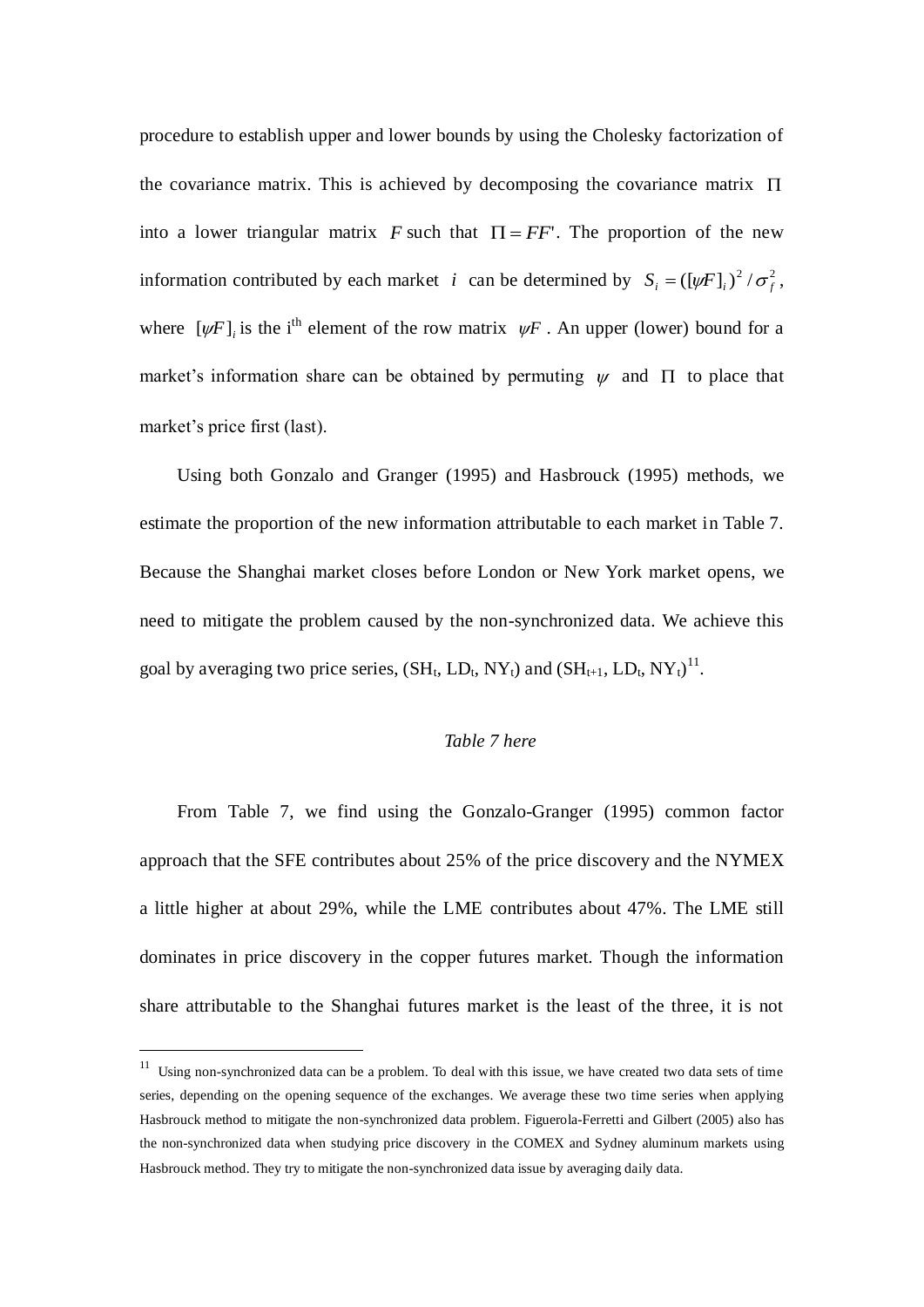procedure to establish upper and lower bounds by using the Cholesky factorization of the covariance matrix. This is achieved by decomposing the covariance matrix $\Pi$ into a lower triangular matrix $F$ such that $\Pi = FF'$. The proportion of the new information contributed by each market $i$ can be determined by $S_i = ([\psi F]_i)^2 / \sigma_f^2$, where $[\psi F]_i$ is the i[th] element of the row matrix $\psi F$. An upper (lower) bound for a market's information share can be obtained by permuting $\psi$ and $\Pi$ to place that market's price first (last).

Using both Gonzalo and Granger (1995) and Hasbrouck (1995) methods, we estimate the proportion of the new information attributable to each market in Table 7. Because the Shanghai market closes before London or New York market opens, we need to mitigate the problem caused by the non-synchronized data. We achieve this goal by averaging two price series, ($SH_t$, $LD_t$, $NY_t$) and ($SH_{t+1}$, $LD_t$, $NY_t$)[11].

*Table 7 here*

From Table 7, we find using the Gonzalo-Granger (1995) common factor approach that the SFE contributes about 25% of the price discovery and the NYMEX a little higher at about 29%, while the LME contributes about 47%. The LME still dominates in price discovery in the copper futures market. Though the information share attributable to the Shanghai futures market is the least of the three, it is not

[11] Using non-synchronized data can be a problem. To deal with this issue, we have created two data sets of time series, depending on the opening sequence of the exchanges. We average these two time series when applying Hasbrouck method to mitigate the non-synchronized data problem. Figuerola-Ferretti and Gilbert (2005) also has the non-synchronized data when studying price discovery in the COMEX and Sydney aluminum markets using Hasbrouck method. They try to mitigate the non-synchronized data issue by averaging daily data.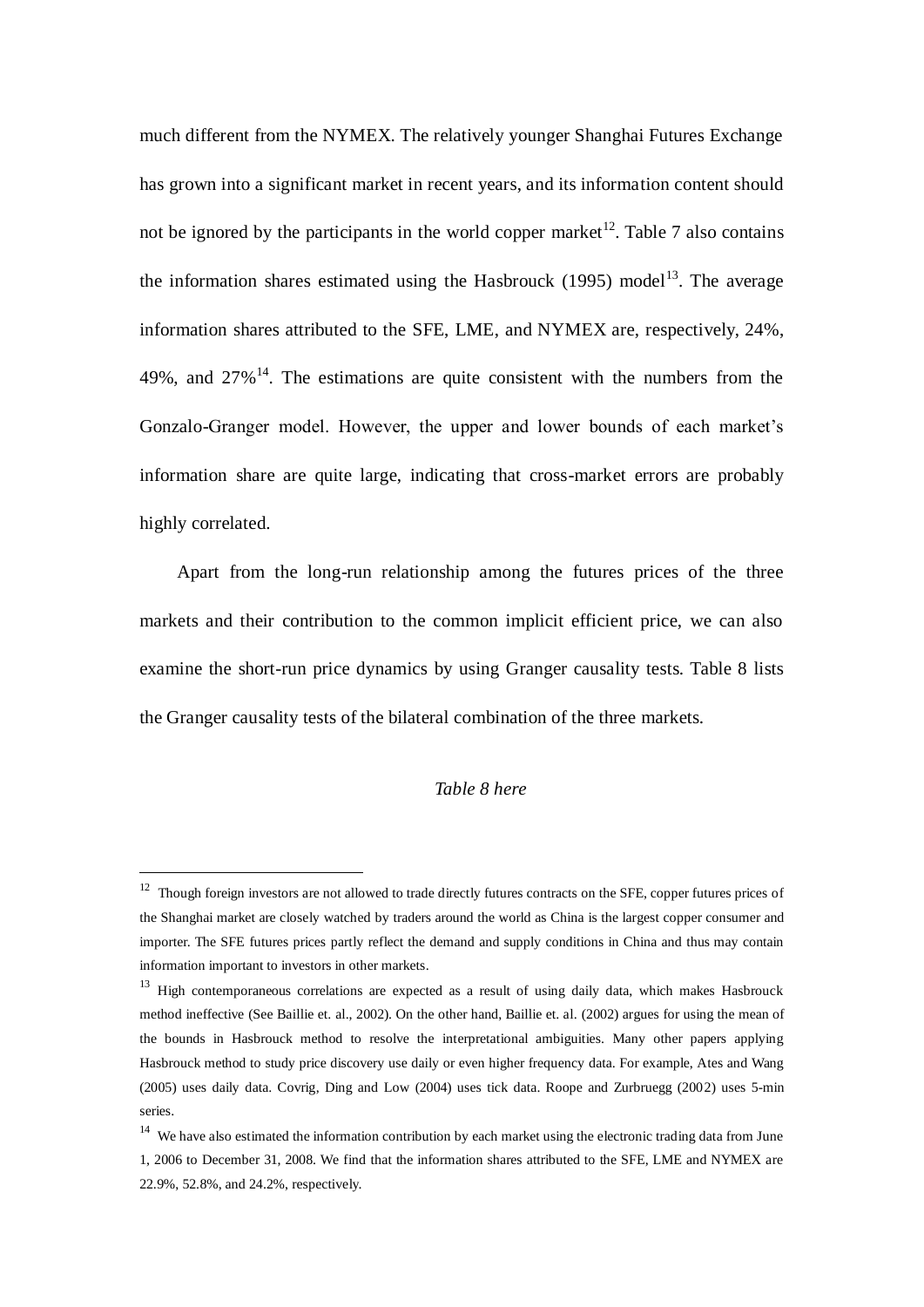much different from the NYMEX. The relatively younger Shanghai Futures Exchange has grown into a significant market in recent years, and its information content should not be ignored by the participants in the world copper market[12]. Table 7 also contains the information shares estimated using the Hasbrouck (1995) model[13]. The average information shares attributed to the SFE, LME, and NYMEX are, respectively, 24%, 49%, and 27%[14]. The estimations are quite consistent with the numbers from the Gonzalo-Granger model. However, the upper and lower bounds of each market's information share are quite large, indicating that cross-market errors are probably highly correlated.

Apart from the long-run relationship among the futures prices of the three markets and their contribution to the common implicit efficient price, we can also examine the short-run price dynamics by using Granger causality tests. Table 8 lists the Granger causality tests of the bilateral combination of the three markets.

*Table 8 here*

---

[12] Though foreign investors are not allowed to trade directly futures contracts on the SFE, copper futures prices of the Shanghai market are closely watched by traders around the world as China is the largest copper consumer and importer. The SFE futures prices partly reflect the demand and supply conditions in China and thus may contain information important to investors in other markets.

[13] High contemporaneous correlations are expected as a result of using daily data, which makes Hasbrouck method ineffective (See Baillie et. al., 2002). On the other hand, Baillie et. al. (2002) argues for using the mean of the bounds in Hasbrouck method to resolve the interpretational ambiguities. Many other papers applying Hasbrouck method to study price discovery use daily or even higher frequency data. For example, Ates and Wang (2005) uses daily data. Covrig, Ding and Low (2004) uses tick data. Roope and Zurbruegg (2002) uses 5-min series.

[14] We have also estimated the information contribution by each market using the electronic trading data from June 1, 2006 to December 31, 2008. We find that the information shares attributed to the SFE, LME and NYMEX are 22.9%, 52.8%, and 24.2%, respectively.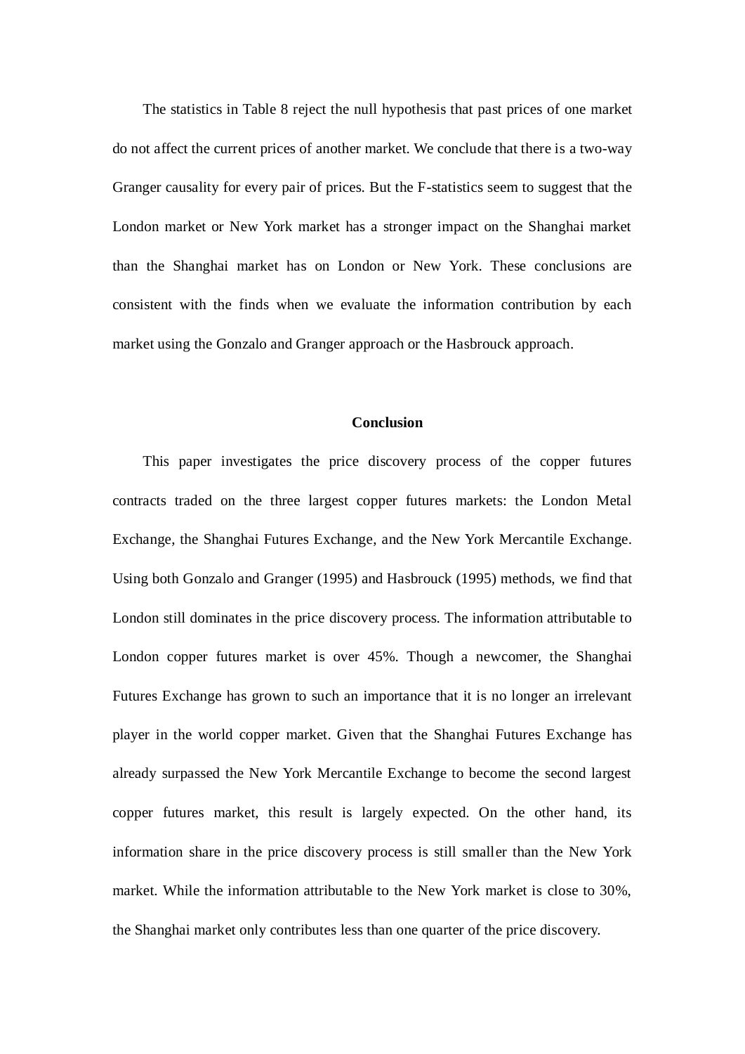The statistics in Table 8 reject the null hypothesis that past prices of one market do not affect the current prices of another market. We conclude that there is a two-way Granger causality for every pair of prices. But the F-statistics seem to suggest that the London market or New York market has a stronger impact on the Shanghai market than the Shanghai market has on London or New York. These conclusions are consistent with the finds when we evaluate the information contribution by each market using the Gonzalo and Granger approach or the Hasbrouck approach.

## Conclusion

This paper investigates the price discovery process of the copper futures contracts traded on the three largest copper futures markets: the London Metal Exchange, the Shanghai Futures Exchange, and the New York Mercantile Exchange. Using both Gonzalo and Granger (1995) and Hasbrouck (1995) methods, we find that London still dominates in the price discovery process. The information attributable to London copper futures market is over 45%. Though a newcomer, the Shanghai Futures Exchange has grown to such an importance that it is no longer an irrelevant player in the world copper market. Given that the Shanghai Futures Exchange has already surpassed the New York Mercantile Exchange to become the second largest copper futures market, this result is largely expected. On the other hand, its information share in the price discovery process is still smaller than the New York market. While the information attributable to the New York market is close to 30%, the Shanghai market only contributes less than one quarter of the price discovery.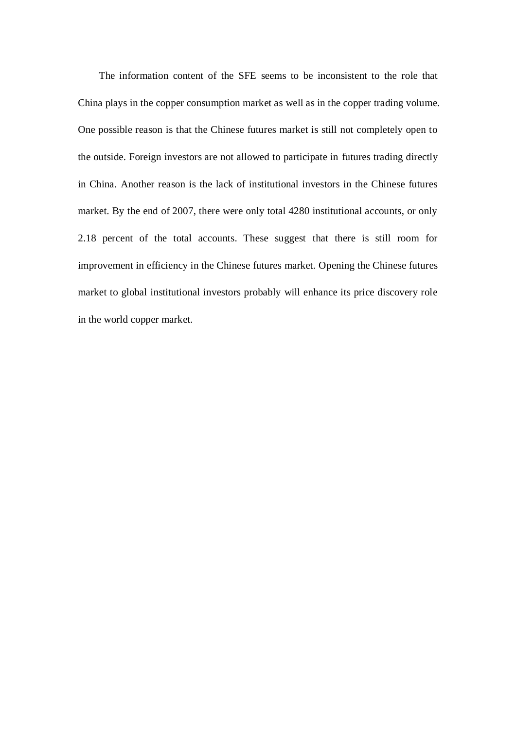The information content of the SFE seems to be inconsistent to the role that China plays in the copper consumption market as well as in the copper trading volume. One possible reason is that the Chinese futures market is still not completely open to the outside. Foreign investors are not allowed to participate in futures trading directly in China. Another reason is the lack of institutional investors in the Chinese futures market. By the end of 2007, there were only total 4280 institutional accounts, or only 2.18 percent of the total accounts. These suggest that there is still room for improvement in efficiency in the Chinese futures market. Opening the Chinese futures market to global institutional investors probably will enhance its price discovery role in the world copper market.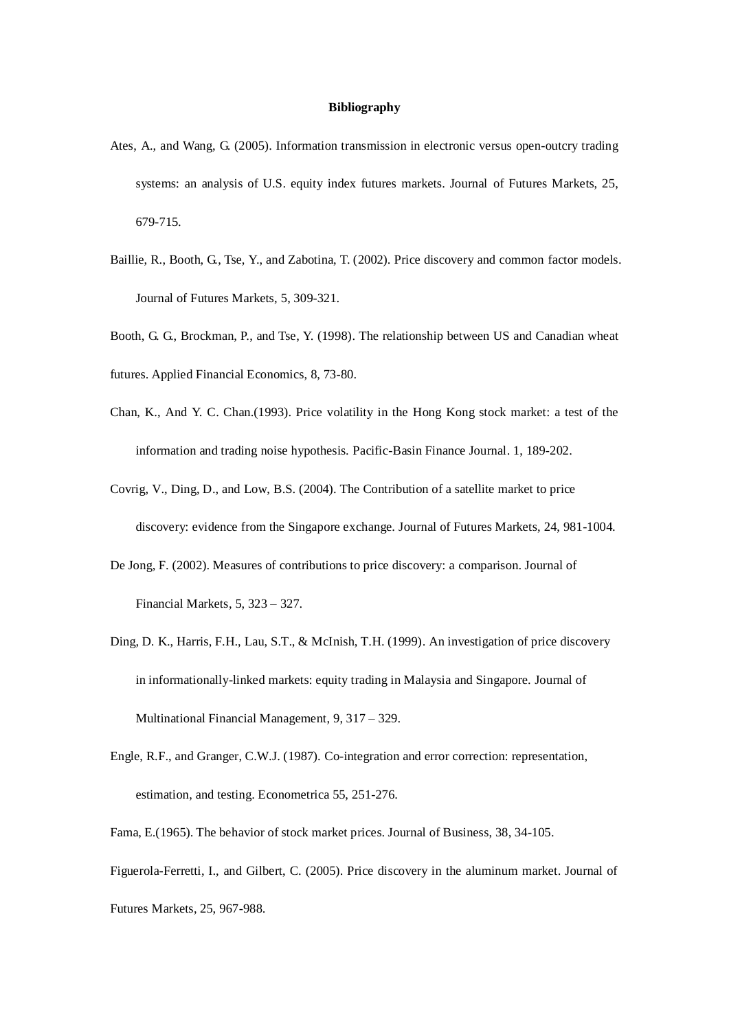**Bibliography**

Ates, A., and Wang, G. (2005). Information transmission in electronic versus open-outcry trading systems: an analysis of U.S. equity index futures markets. Journal of Futures Markets, 25, 679-715.

Baillie, R., Booth, G., Tse, Y., and Zabotina, T. (2002). Price discovery and common factor models. Journal of Futures Markets, 5, 309-321.

Booth, G. G., Brockman, P., and Tse, Y. (1998). The relationship between US and Canadian wheat futures. Applied Financial Economics, 8, 73-80.

Chan, K., And Y. C. Chan.(1993). Price volatility in the Hong Kong stock market: a test of the information and trading noise hypothesis. Pacific-Basin Finance Journal. 1, 189-202.

Covrig, V., Ding, D., and Low, B.S. (2004). The Contribution of a satellite market to price discovery: evidence from the Singapore exchange. Journal of Futures Markets, 24, 981-1004.

De Jong, F. (2002). Measures of contributions to price discovery: a comparison. Journal of Financial Markets, 5, 323 – 327.

Ding, D. K., Harris, F.H., Lau, S.T., & McInish, T.H. (1999). An investigation of price discovery in informationally-linked markets: equity trading in Malaysia and Singapore. Journal of Multinational Financial Management, 9, 317 – 329.

Engle, R.F., and Granger, C.W.J. (1987). Co-integration and error correction: representation, estimation, and testing. Econometrica 55, 251-276.

Fama, E.(1965). The behavior of stock market prices. Journal of Business, 38, 34-105.

Figuerola-Ferretti, I., and Gilbert, C. (2005). Price discovery in the aluminum market. Journal of Futures Markets, 25, 967-988.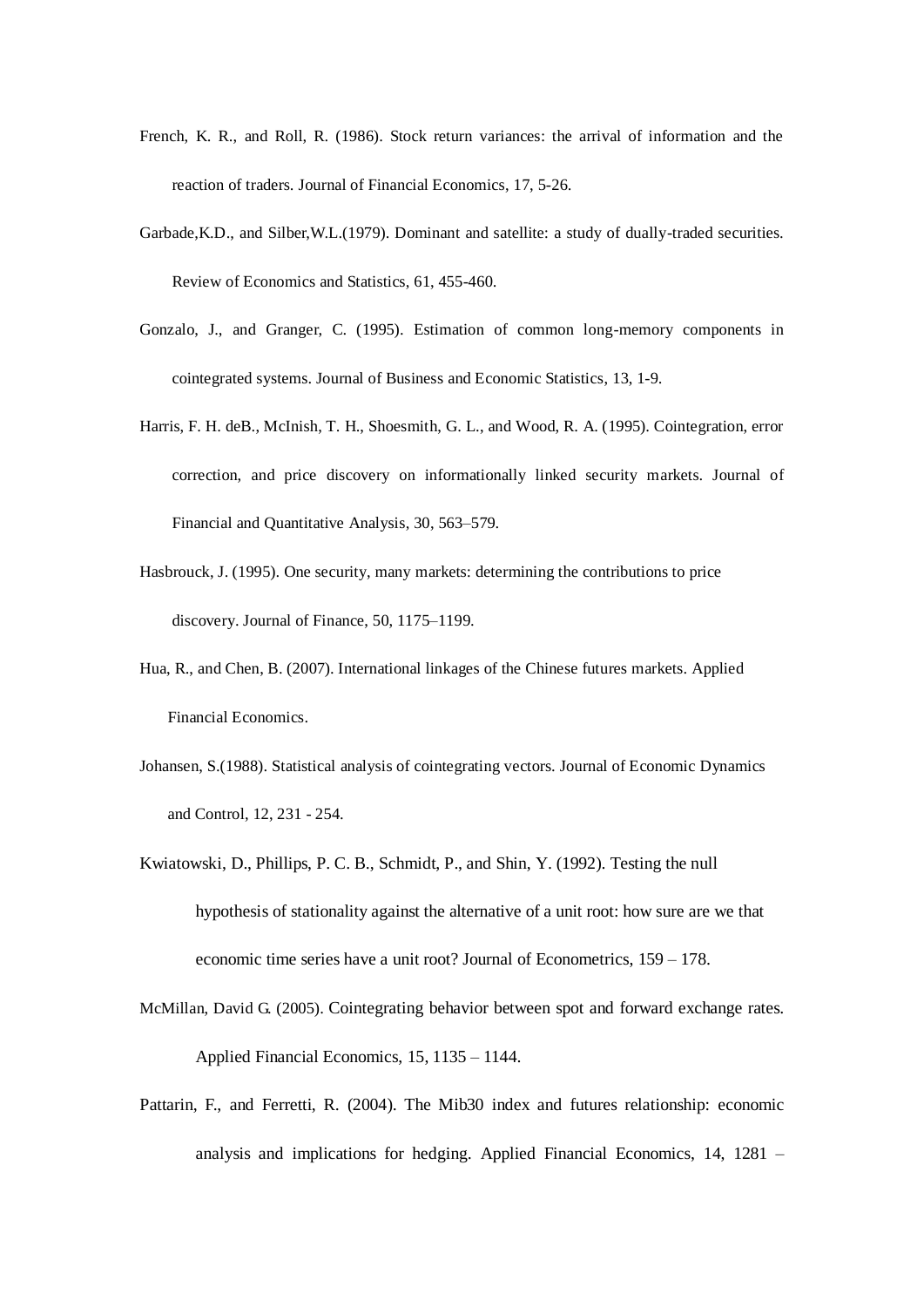French, K. R., and Roll, R. (1986). Stock return variances: the arrival of information and the reaction of traders. Journal of Financial Economics, 17, 5-26.

Garbade,K.D., and Silber,W.L.(1979). Dominant and satellite: a study of dually-traded securities. Review of Economics and Statistics, 61, 455-460.

Gonzalo, J., and Granger, C. (1995). Estimation of common long-memory components in cointegrated systems. Journal of Business and Economic Statistics, 13, 1-9.

Harris, F. H. deB., McInish, T. H., Shoesmith, G. L., and Wood, R. A. (1995). Cointegration, error correction, and price discovery on informationally linked security markets. Journal of Financial and Quantitative Analysis, 30, 563–579.

Hasbrouck, J. (1995). One security, many markets: determining the contributions to price discovery. Journal of Finance, 50, 1175–1199.

Hua, R., and Chen, B. (2007). International linkages of the Chinese futures markets. Applied Financial Economics.

Johansen, S.(1988). Statistical analysis of cointegrating vectors. Journal of Economic Dynamics and Control, 12, 231 - 254.

Kwiatowski, D., Phillips, P. C. B., Schmidt, P., and Shin, Y. (1992). Testing the null hypothesis of stationality against the alternative of a unit root: how sure are we that economic time series have a unit root? Journal of Econometrics, 159 – 178.

McMillan, David G. (2005). Cointegrating behavior between spot and forward exchange rates. Applied Financial Economics, 15, 1135 – 1144.

Pattarin, F., and Ferretti, R. (2004). The Mib30 index and futures relationship: economic analysis and implications for hedging. Applied Financial Economics, 14, 1281 –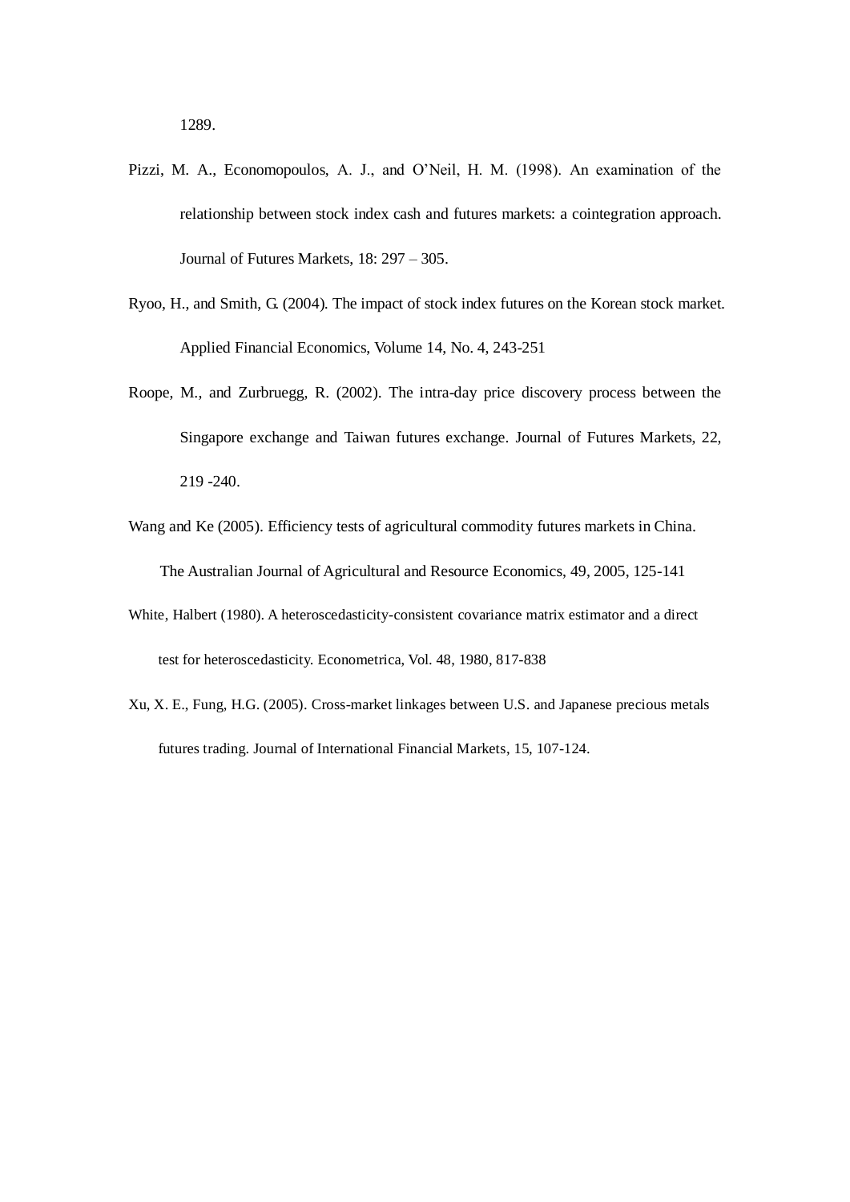1289.

Pizzi, M. A., Economopoulos, A. J., and O'Neil, H. M. (1998). An examination of the relationship between stock index cash and futures markets: a cointegration approach. Journal of Futures Markets, 18: 297 – 305.

Ryoo, H., and Smith, G. (2004). The impact of stock index futures on the Korean stock market. Applied Financial Economics, Volume 14, No. 4, 243-251

Roope, M., and Zurbruegg, R. (2002). The intra-day price discovery process between the Singapore exchange and Taiwan futures exchange. Journal of Futures Markets, 22, 219 -240.

Wang and Ke (2005). Efficiency tests of agricultural commodity futures markets in China. The Australian Journal of Agricultural and Resource Economics, 49, 2005, 125-141

White, Halbert (1980). A heteroscedasticity-consistent covariance matrix estimator and a direct test for heteroscedasticity. Econometrica, Vol. 48, 1980, 817-838

Xu, X. E., Fung, H.G. (2005). Cross-market linkages between U.S. and Japanese precious metals futures trading. Journal of International Financial Markets, 15, 107-124.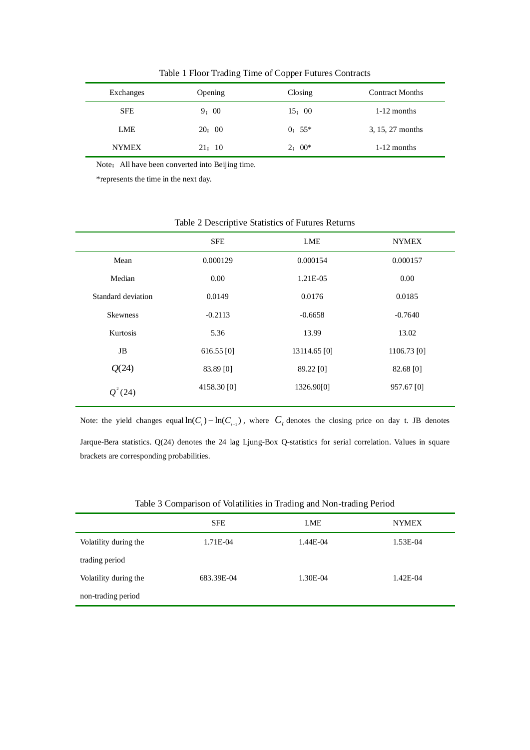Table 1 Floor Trading Time of Copper Futures Contracts

| Exchanges | Opening | Closing | Contract Months |
|---|---|---|---|
| SFE | 9：00 | 15：00 | 1-12 months |
| LME | 20：00 | 0：55* | 3, 15, 27 months |
| NYMEX | 21：10 | 2：00* | 1-12 months |

Note：All have been converted into Beijing time.

*represents the time in the next day.

Table 2 Descriptive Statistics of Futures Returns

| | SFE | LME | NYMEX |
|---|---|---|---|
| Mean | 0.000129 | 0.000154 | 0.000157 |
| Median | 0.00 | 1.21E-05 | 0.00 |
| Standard deviation | 0.0149 | 0.0176 | 0.0185 |
| Skewness | -0.2113 | -0.6658 | -0.7640 |
| Kurtosis | 5.36 | 13.99 | 13.02 |
| JB | 616.55 [0] | 13114.65 [0] | 1106.73 [0] |
| $Q(24)$ | 83.89 [0] | 89.22 [0] | 82.68 [0] |
| $Q^2(24)$ | 4158.30 [0] | 1326.90[0] | 957.67 [0] |

Note: the yield changes equal $\ln(C_t) - \ln(C_{t-1})$, where $C_t$ denotes the closing price on day t. JB denotes Jarque-Bera statistics. Q(24) denotes the 24 lag Ljung-Box Q-statistics for serial correlation. Values in square brackets are corresponding probabilities.

Table 3 Comparison of Volatilities in Trading and Non-trading Period

| | SFE | LME | NYMEX |
|---|---|---|---|
| Volatility during the trading period | 1.71E-04 | 1.44E-04 | 1.53E-04 |
| Volatility during the non-trading period | 683.39E-04 | 1.30E-04 | 1.42E-04 |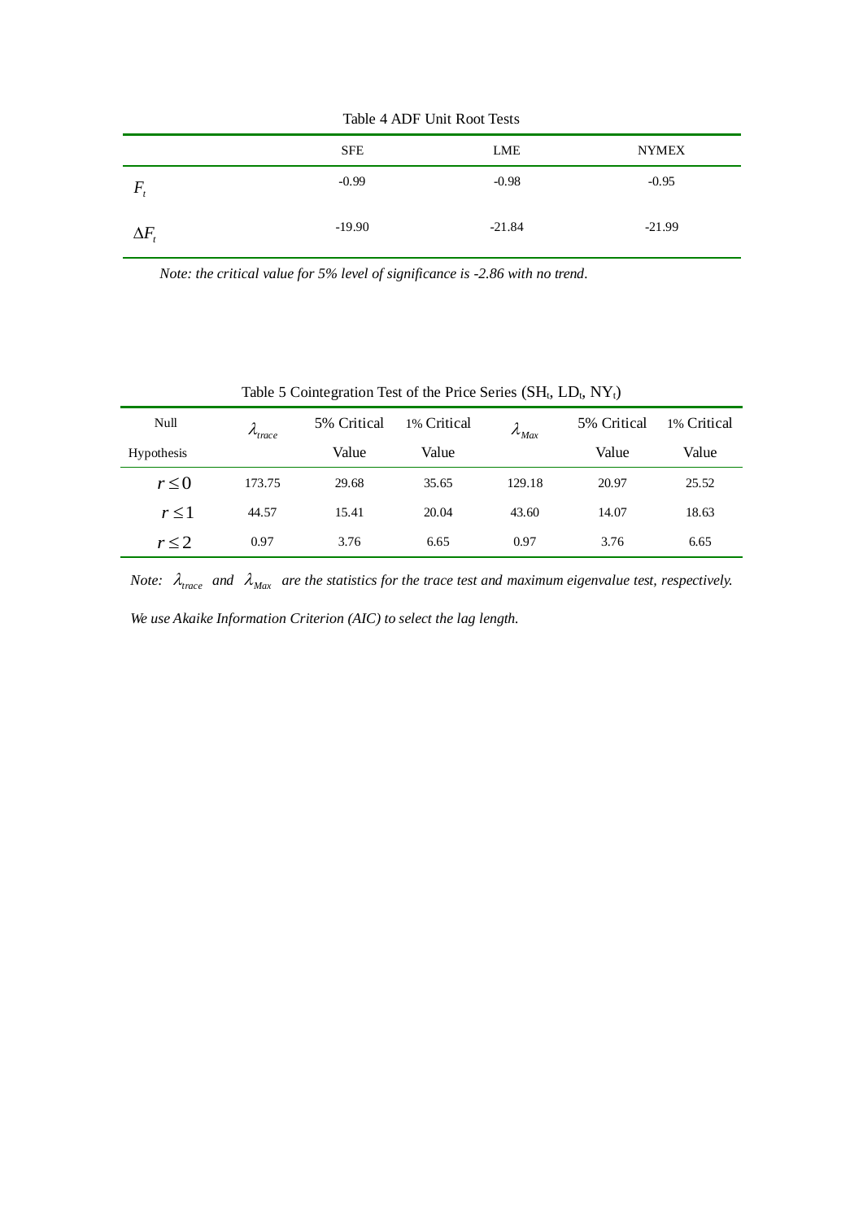Table 4 ADF Unit Root Tests

| | SFE | LME | NYMEX |
|---|---|---|---|
| $F_t$ | -0.99 | -0.98 | -0.95 |
| $\Delta F_t$ | -19.90 | -21.84 | -21.99 |

*Note: the critical value for 5% level of significance is -2.86 with no trend.*

Table 5 Cointegration Test of the Price Series ($SH_t$, $LD_t$, $NY_t$)

| Null Hypothesis | $\lambda_{trace}$ | 5% Critical Value | 1% Critical Value | $\lambda_{Max}$ | 5% Critical Value | 1% Critical Value |
|---|---|---|---|---|---|---|
| $r \leq 0$ | 173.75 | 29.68 | 35.65 | 129.18 | 20.97 | 25.52 |
| $r \leq 1$ | 44.57 | 15.41 | 20.04 | 43.60 | 14.07 | 18.63 |
| $r \leq 2$ | 0.97 | 3.76 | 6.65 | 0.97 | 3.76 | 6.65 |

*Note:* $\lambda_{trace}$ *and* $\lambda_{Max}$ *are the statistics for the trace test and maximum eigenvalue test, respectively.*

*We use Akaike Information Criterion (AIC) to select the lag length.*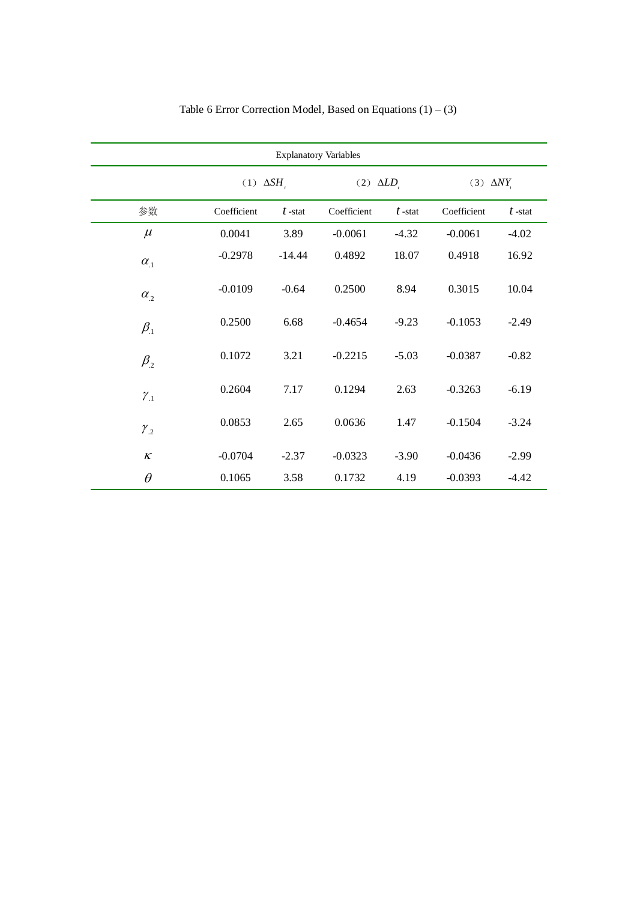Table 6 Error Correction Model, Based on Equations (1) – (3)

| Explanatory Variables | | | | | | |
|---|---|---|---|---|---|---|
| | (1) $\Delta SH_t$ | | (2) $\Delta LD_t$ | | (3) $\Delta NY_t$ | |
| 参数 | Coefficient | $t$ -stat | Coefficient | $t$ -stat | Coefficient | $t$ -stat |
| $\mu$ | 0.0041 | 3.89 | -0.0061 | -4.32 | -0.0061 | -4.02 |
| $\alpha_{.1}$ | -0.2978 | -14.44 | 0.4892 | 18.07 | 0.4918 | 16.92 |
| $\alpha_{.2}$ | -0.0109 | -0.64 | 0.2500 | 8.94 | 0.3015 | 10.04 |
| $\beta_{.1}$ | 0.2500 | 6.68 | -0.4654 | -9.23 | -0.1053 | -2.49 |
| $\beta_{.2}$ | 0.1072 | 3.21 | -0.2215 | -5.03 | -0.0387 | -0.82 |
| $\gamma_{.1}$ | 0.2604 | 7.17 | 0.1294 | 2.63 | -0.3263 | -6.19 |
| $\gamma_{.2}$ | 0.0853 | 2.65 | 0.0636 | 1.47 | -0.1504 | -3.24 |
| $\kappa$ | -0.0704 | -2.37 | -0.0323 | -3.90 | -0.0436 | -2.99 |
| $\theta$ | 0.1065 | 3.58 | 0.1732 | 4.19 | -0.0393 | -4.42 |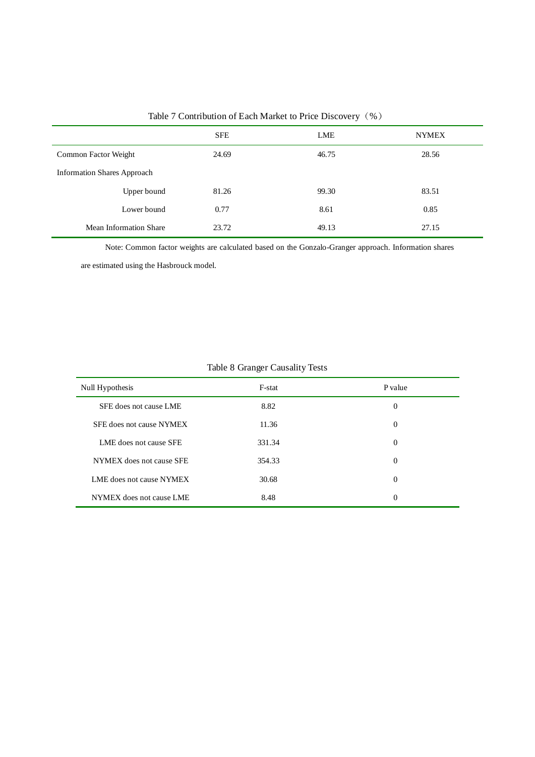Table 7 Contribution of Each Market to Price Discovery（%）

| | SFE | LME | NYMEX |
|---|---|---|---|
| Common Factor Weight | 24.69 | 46.75 | 28.56 |
| Information Shares Approach | | | |
| Upper bound | 81.26 | 99.30 | 83.51 |
| Lower bound | 0.77 | 8.61 | 0.85 |
| Mean Information Share | 23.72 | 49.13 | 27.15 |

Note: Common factor weights are calculated based on the Gonzalo-Granger approach. Information shares are estimated using the Hasbrouck model.

Table 8 Granger Causality Tests

| Null Hypothesis | F-stat | P value |
|---|---|---|
| SFE does not cause LME | 8.82 | 0 |
| SFE does not cause NYMEX | 11.36 | 0 |
| LME does not cause SFE | 331.34 | 0 |
| NYMEX does not cause SFE | 354.33 | 0 |
| LME does not cause NYMEX | 30.68 | 0 |
| NYMEX does not cause LME | 8.48 | 0 |